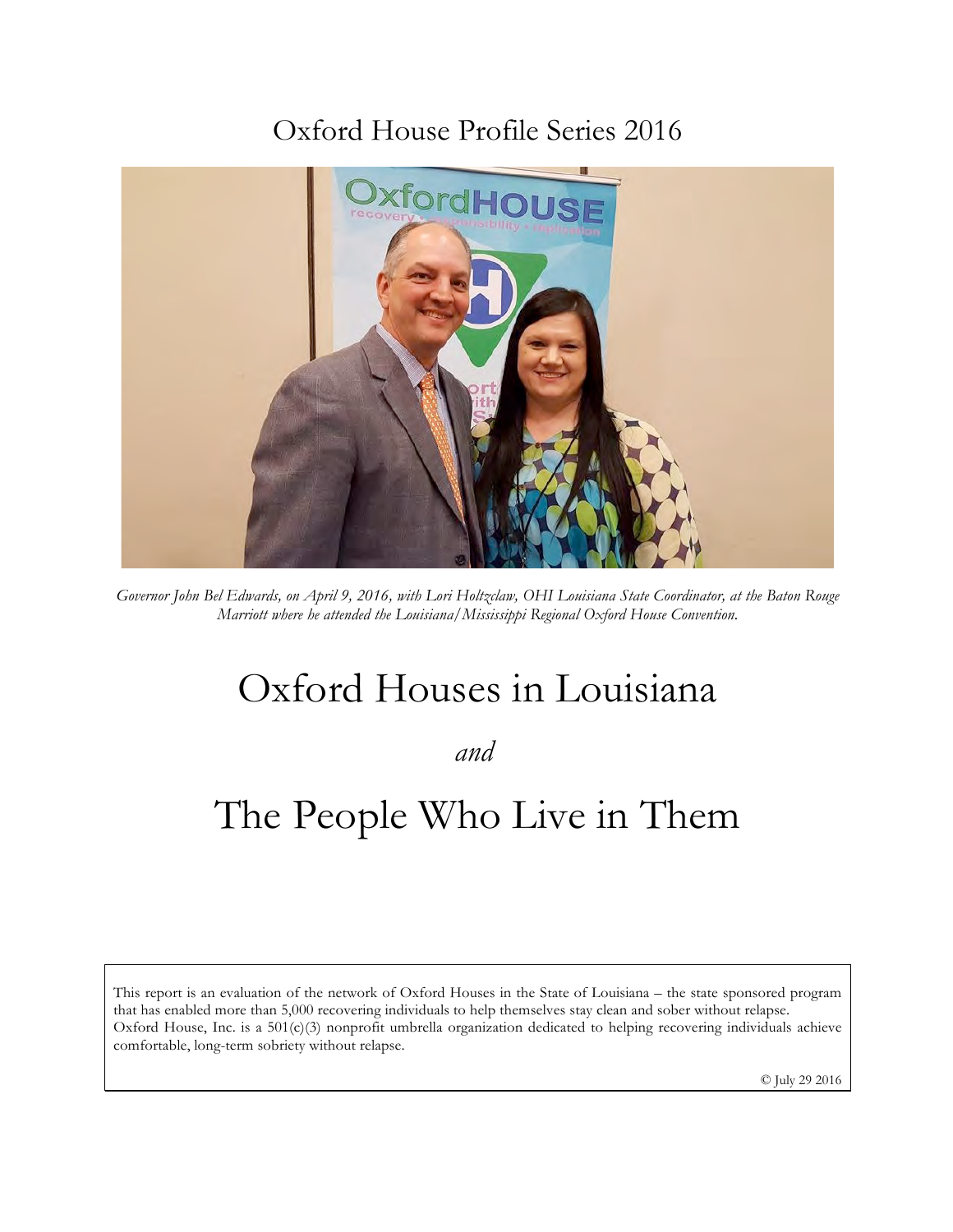Oxford House Profile Series 2016

*Governor John Bel Edwards, on April 9, 2016, with Lori Holtzclaw, OHI Louisiana State Coordinator, at the Baton Rouge Marriott where he attended the Louisiana/Mississippi Regional Oxford House Convention.*

# Oxford Houses in Louisiana

*and*

# The People Who Live in Them

This report is an evaluation of the network of Oxford Houses in the State of Louisiana – the state sponsored program that has enabled more than 5,000 recovering individuals to help themselves stay clean and sober without relapse.
Oxford House, Inc. is a 501(c)(3) nonprofit umbrella organization dedicated to helping recovering individuals achieve comfortable, long-term sobriety without relapse.

© July 29 2016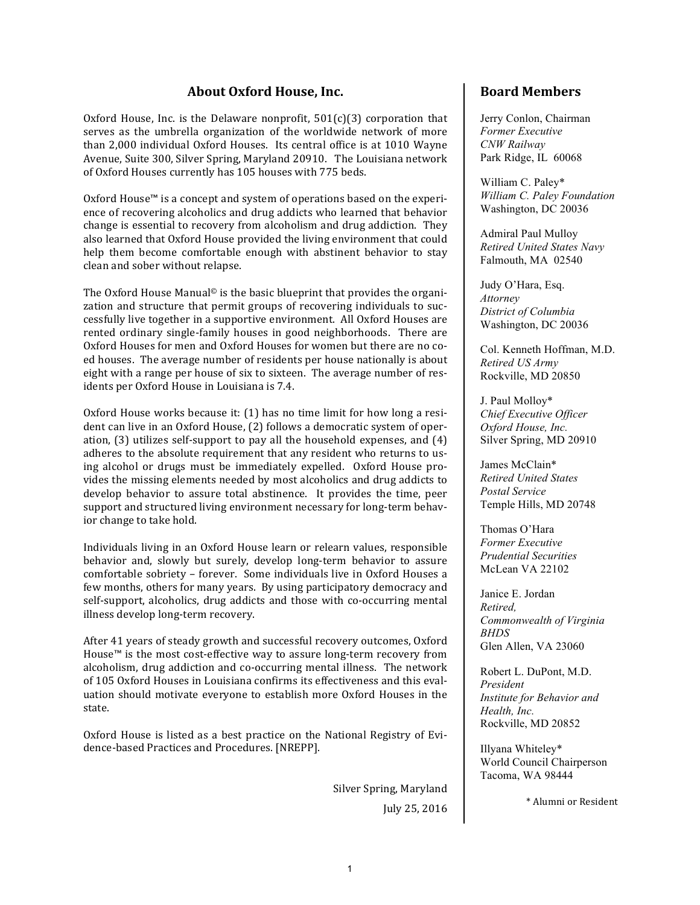## About Oxford House, Inc.

Oxford House, Inc. is the Delaware nonprofit, 501(c)(3) corporation that serves as the umbrella organization of the worldwide network of more than 2,000 individual Oxford Houses. Its central office is at 1010 Wayne Avenue, Suite 300, Silver Spring, Maryland 20910. The Louisiana network of Oxford Houses currently has 105 houses with 775 beds.

Oxford House™ is a concept and system of operations based on the experience of recovering alcoholics and drug addicts who learned that behavior change is essential to recovery from alcoholism and drug addiction. They also learned that Oxford House provided the living environment that could help them become comfortable enough with abstinent behavior to stay clean and sober without relapse.

The Oxford House Manual© is the basic blueprint that provides the organization and structure that permit groups of recovering individuals to successfully live together in a supportive environment. All Oxford Houses are rented ordinary single-family houses in good neighborhoods. There are Oxford Houses for men and Oxford Houses for women but there are no co-ed houses. The average number of residents per house nationally is about eight with a range per house of six to sixteen. The average number of residents per Oxford House in Louisiana is 7.4.

Oxford House works because it: (1) has no time limit for how long a resident can live in an Oxford House, (2) follows a democratic system of operation, (3) utilizes self-support to pay all the household expenses, and (4) adheres to the absolute requirement that any resident who returns to using alcohol or drugs must be immediately expelled. Oxford House provides the missing elements needed by most alcoholics and drug addicts to develop behavior to assure total abstinence. It provides the time, peer support and structured living environment necessary for long-term behavior change to take hold.

Individuals living in an Oxford House learn or relearn values, responsible behavior and, slowly but surely, develop long-term behavior to assure comfortable sobriety – forever. Some individuals live in Oxford Houses a few months, others for many years. By using participatory democracy and self-support, alcoholics, drug addicts and those with co-occurring mental illness develop long-term recovery.

After 41 years of steady growth and successful recovery outcomes, Oxford House™ is the most cost-effective way to assure long-term recovery from alcoholism, drug addiction and co-occurring mental illness. The network of 105 Oxford Houses in Louisiana confirms its effectiveness and this evaluation should motivate everyone to establish more Oxford Houses in the state.

Oxford House is listed as a best practice on the National Registry of Evidence-based Practices and Procedures. [NREPP].

Silver Spring, Maryland

July 25, 2016

## Board Members

Jerry Conlon, Chairman
*Former Executive*
*CNW Railway*
Park Ridge, IL 60068

William C. Paley*
*William C. Paley Foundation*
Washington, DC 20036

Admiral Paul Mulloy
*Retired United States Navy*
Falmouth, MA 02540

Judy O'Hara, Esq.
*Attorney*
*District of Columbia*
Washington, DC 20036

Col. Kenneth Hoffman, M.D.
*Retired US Army*
Rockville, MD 20850

J. Paul Molloy*
*Chief Executive Officer*
*Oxford House, Inc.*
Silver Spring, MD 20910

James McClain*
*Retired United States Postal Service*
Temple Hills, MD 20748

Thomas O'Hara
*Former Executive*
*Prudential Securities*
McLean VA 22102

Janice E. Jordan
*Retired,*
*Commonwealth of Virginia*
*BHDS*
Glen Allen, VA 23060

Robert L. DuPont, M.D.
*President*
*Institute for Behavior and Health, Inc.*
Rockville, MD 20852

Illyana Whiteley*
World Council Chairperson
Tacoma, WA 98444

\* Alumni or Resident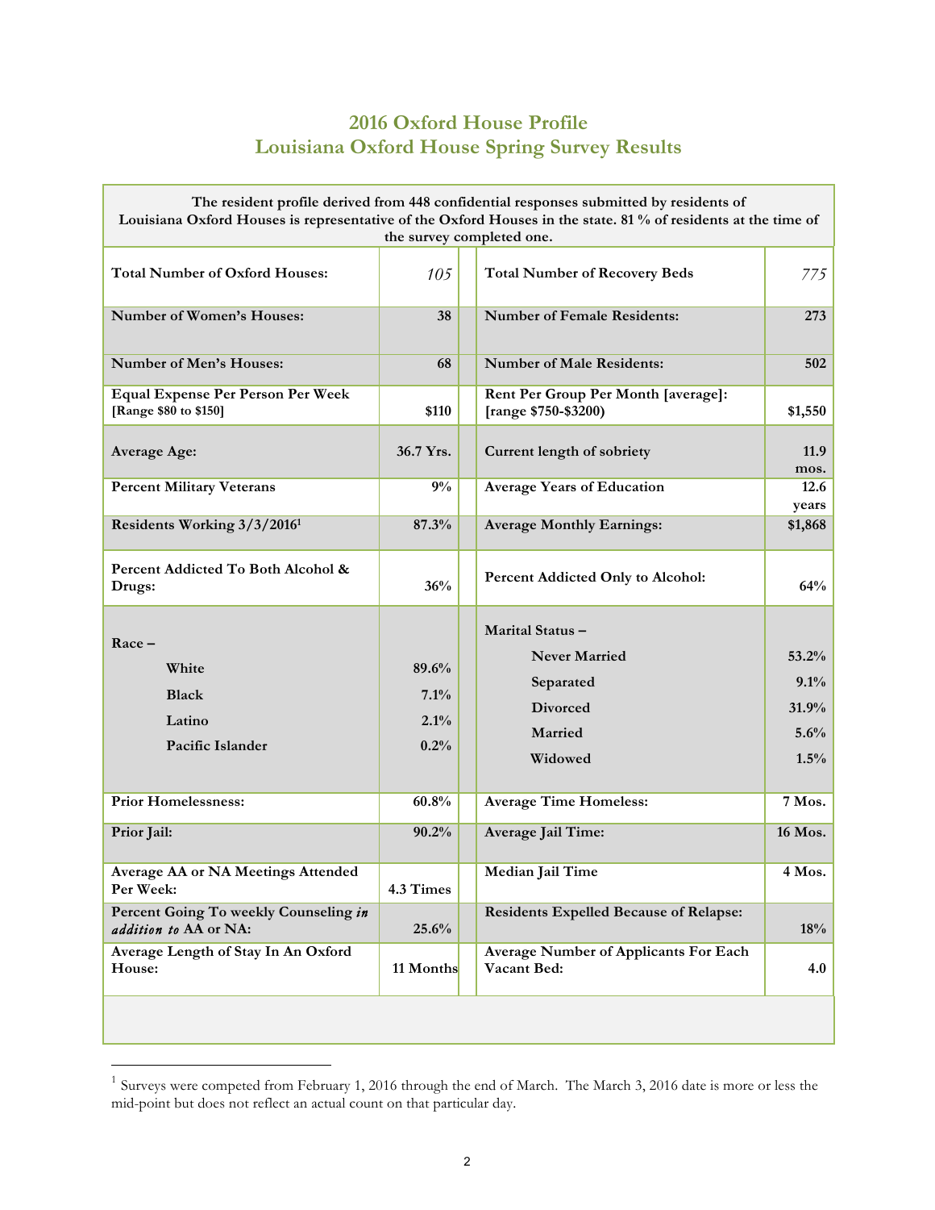# 2016 Oxford House Profile
# Louisiana Oxford House Spring Survey Results

**The resident profile derived from 448 confidential responses submitted by residents of Louisiana Oxford Houses is representative of the Oxford Houses in the state. 81 % of residents at the time of the survey completed one.**

| | | | | |
|---|---|---|---|---|
| **Total Number of Oxford Houses:** | *105* | | **Total Number of Recovery Beds** | *775* |
| **Number of Women's Houses:** | **38** | | **Number of Female Residents:** | **273** |
| **Number of Men's Houses:** | **68** | | **Number of Male Residents:** | **502** |
| **Equal Expense Per Person Per Week** [Range $80 to $150] | **$110** | | **Rent Per Group Per Month [average]:** [range $750-$3200) | **$1,550** |
| **Average Age:** | **36.7 Yrs.** | | **Current length of sobriety** | **11.9 mos.** |
| **Percent Military Veterans** | **9%** | | **Average Years of Education** | **12.6 years** |
| **Residents Working 3/3/2016**[1] | **87.3%** | | **Average Monthly Earnings:** | **$1,868** |
| **Percent Addicted To Both Alcohol & Drugs:** | **36%** | | **Percent Addicted Only to Alcohol:** | **64%** |
| **Race –** | | | **Marital Status –** | |
| **White** | **89.6%** | | **Never Married** | **53.2%** |
| **Black** | **7.1%** | | **Separated** | **9.1%** |
| **Latino** | **2.1%** | | **Divorced** | **31.9%** |
| **Pacific Islander** | **0.2%** | | **Married** | **5.6%** |
| | | | **Widowed** | **1.5%** |
| **Prior Homelessness:** | **60.8%** | | **Average Time Homeless:** | **7 Mos.** |
| **Prior Jail:** | **90.2%** | | **Average Jail Time:** | **16 Mos.** |
| **Average AA or NA Meetings Attended Per Week:** | **4.3 Times** | | **Median Jail Time** | **4 Mos.** |
| **Percent Going To weekly Counseling *in addition to* AA or NA:** | **25.6%** | | **Residents Expelled Because of Relapse:** | **18%** |
| **Average Length of Stay In An Oxford House:** | **11 Months** | | **Average Number of Applicants For Each Vacant Bed:** | **4.0** |

[1] Surveys were competed from February 1, 2016 through the end of March. The March 3, 2016 date is more or less the mid-point but does not reflect an actual count on that particular day.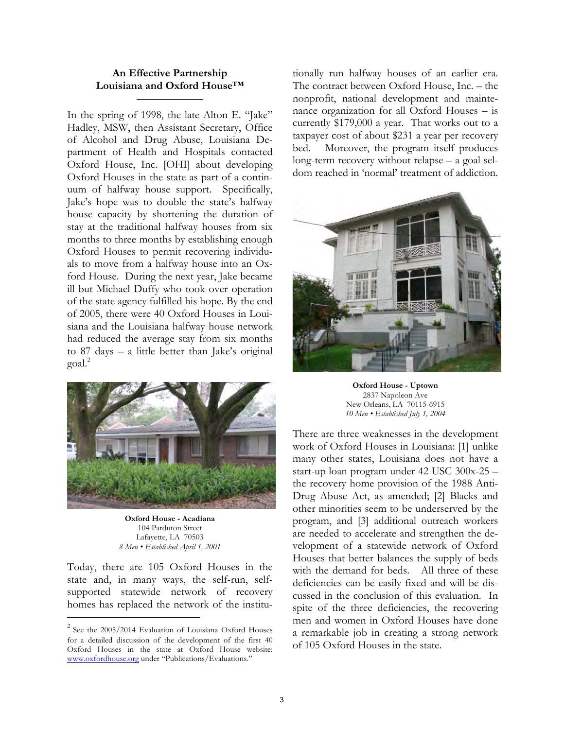**An Effective Partnership**
**Louisiana and Oxford House™**

In the spring of 1998, the late Alton E. "Jake" Hadley, MSW, then Assistant Secretary, Office of Alcohol and Drug Abuse, Louisiana Department of Health and Hospitals contacted Oxford House, Inc. [OHI] about developing Oxford Houses in the state as part of a continuum of halfway house support. Specifically, Jake's hope was to double the state's halfway house capacity by shortening the duration of stay at the traditional halfway houses from six months to three months by establishing enough Oxford Houses to permit recovering individuals to move from a halfway house into an Oxford House. During the next year, Jake became ill but Michael Duffy who took over operation of the state agency fulfilled his hope. By the end of 2005, there were 40 Oxford Houses in Louisiana and the Louisiana halfway house network had reduced the average stay from six months to 87 days – a little better than Jake's original goal.[2]

**Oxford House - Acadiana**
104 Parduton Street
Lafayette, LA 70503
*8 Men • Established April 1, 2001*

Today, there are 105 Oxford Houses in the state and, in many ways, the self-run, self-supported statewide network of recovery homes has replaced the network of the institutionally run halfway houses of an earlier era. The contract between Oxford House, Inc. – the nonprofit, national development and maintenance organization for all Oxford Houses – is currently $179,000 a year. That works out to a taxpayer cost of about $231 a year per recovery bed. Moreover, the program itself produces long-term recovery without relapse – a goal seldom reached in 'normal' treatment of addiction.

**Oxford House - Uptown**
2837 Napoleon Ave
New Orleans, LA 70115-6915
*10 Men • Established July 1, 2004*

There are three weaknesses in the development work of Oxford Houses in Louisiana: [1] unlike many other states, Louisiana does not have a start-up loan program under 42 USC 300x-25 – the recovery home provision of the 1988 Anti-Drug Abuse Act, as amended; [2] Blacks and other minorities seem to be underserved by the program, and [3] additional outreach workers are needed to accelerate and strengthen the development of a statewide network of Oxford Houses that better balances the supply of beds with the demand for beds. All three of these deficiencies can be easily fixed and will be discussed in the conclusion of this evaluation. In spite of the three deficiencies, the recovering men and women in Oxford Houses have done a remarkable job in creating a strong network of 105 Oxford Houses in the state.

---

[2] See the 2005/2014 Evaluation of Louisiana Oxford Houses for a detailed discussion of the development of the first 40 Oxford Houses in the state at Oxford House website: www.oxfordhouse.org under "Publications/Evaluations."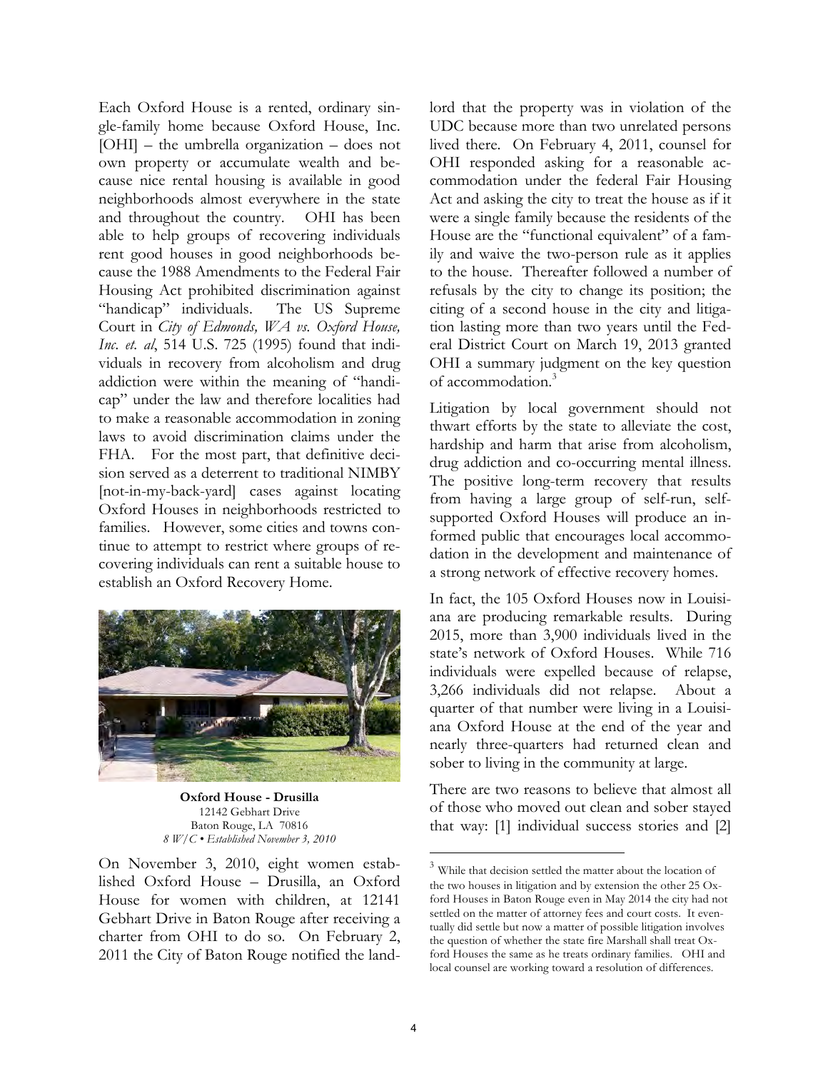Each Oxford House is a rented, ordinary single-family home because Oxford House, Inc. [OHI] – the umbrella organization – does not own property or accumulate wealth and because nice rental housing is available in good neighborhoods almost everywhere in the state and throughout the country. OHI has been able to help groups of recovering individuals rent good houses in good neighborhoods because the 1988 Amendments to the Federal Fair Housing Act prohibited discrimination against "handicap" individuals. The US Supreme Court in *City of Edmonds, WA vs. Oxford House, Inc. et. al*, 514 U.S. 725 (1995) found that individuals in recovery from alcoholism and drug addiction were within the meaning of "handicap" under the law and therefore localities had to make a reasonable accommodation in zoning laws to avoid discrimination claims under the FHA. For the most part, that definitive decision served as a deterrent to traditional NIMBY [not-in-my-back-yard] cases against locating Oxford Houses in neighborhoods restricted to families. However, some cities and towns continue to attempt to restrict where groups of recovering individuals can rent a suitable house to establish an Oxford Recovery Home.

**Oxford House - Drusilla**
12142 Gebhart Drive
Baton Rouge, LA 70816
*8 W/C • Established November 3, 2010*

On November 3, 2010, eight women established Oxford House – Drusilla, an Oxford House for women with children, at 12141 Gebhart Drive in Baton Rouge after receiving a charter from OHI to do so. On February 2, 2011 the City of Baton Rouge notified the landlord that the property was in violation of the UDC because more than two unrelated persons lived there. On February 4, 2011, counsel for OHI responded asking for a reasonable accommodation under the federal Fair Housing Act and asking the city to treat the house as if it were a single family because the residents of the House are the "functional equivalent" of a family and waive the two-person rule as it applies to the house. Thereafter followed a number of refusals by the city to change its position; the citing of a second house in the city and litigation lasting more than two years until the Federal District Court on March 19, 2013 granted OHI a summary judgment on the key question of accommodation.[3]

Litigation by local government should not thwart efforts by the state to alleviate the cost, hardship and harm that arise from alcoholism, drug addiction and co-occurring mental illness. The positive long-term recovery that results from having a large group of self-run, self-supported Oxford Houses will produce an informed public that encourages local accommodation in the development and maintenance of a strong network of effective recovery homes.

In fact, the 105 Oxford Houses now in Louisiana are producing remarkable results. During 2015, more than 3,900 individuals lived in the state's network of Oxford Houses. While 716 individuals were expelled because of relapse, 3,266 individuals did not relapse. About a quarter of that number were living in a Louisiana Oxford House at the end of the year and nearly three-quarters had returned clean and sober to living in the community at large.

There are two reasons to believe that almost all of those who moved out clean and sober stayed that way: [1] individual success stories and [2]

---

[3] While that decision settled the matter about the location of the two houses in litigation and by extension the other 25 Oxford Houses in Baton Rouge even in May 2014 the city had not settled on the matter of attorney fees and court costs. It eventually did settle but now a matter of possible litigation involves the question of whether the state fire Marshall shall treat Oxford Houses the same as he treats ordinary families. OHI and local counsel are working toward a resolution of differences.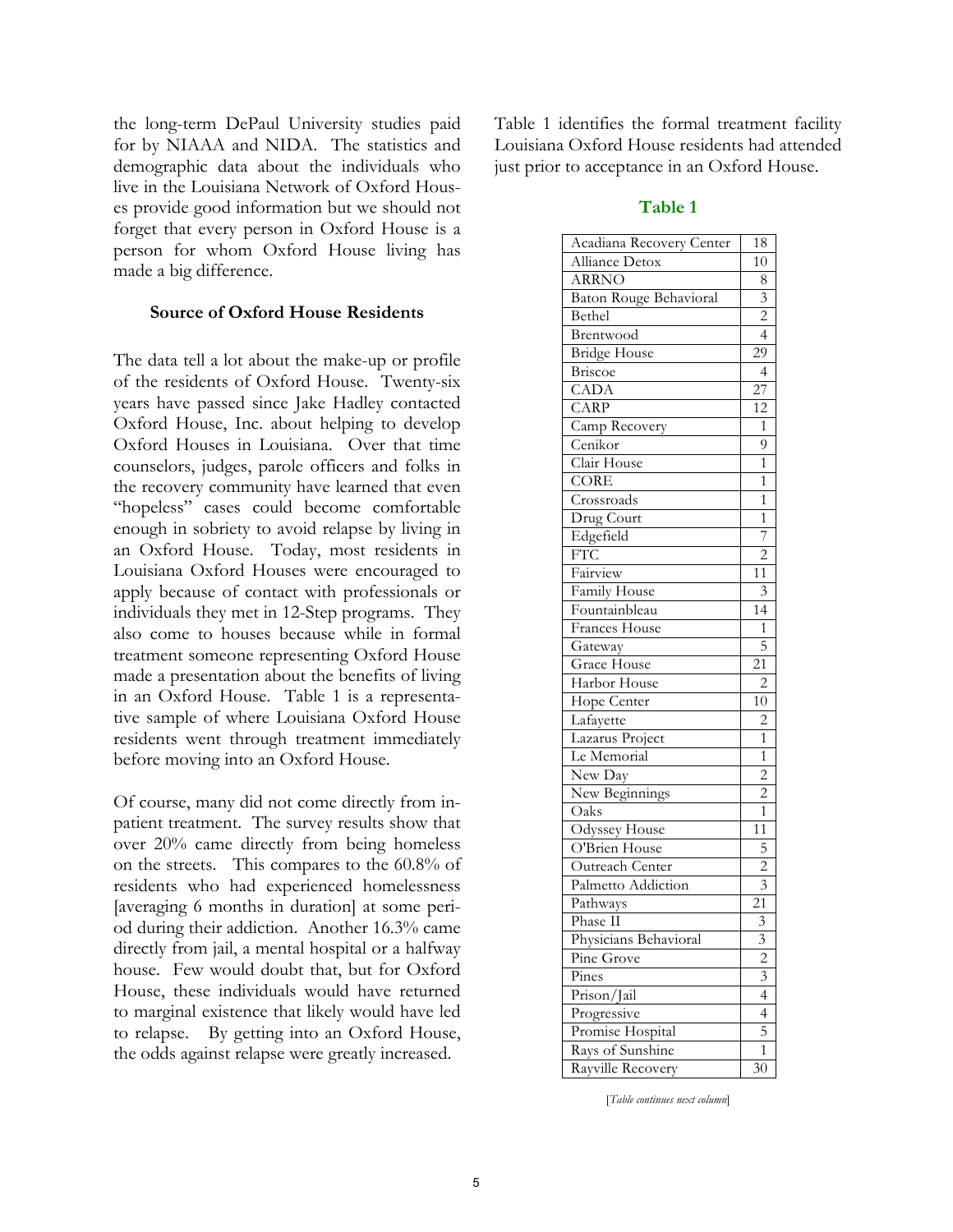the long-term DePaul University studies paid for by NIAAA and NIDA. The statistics and demographic data about the individuals who live in the Louisiana Network of Oxford Houses provide good information but we should not forget that every person in Oxford House is a person for whom Oxford House living has made a big difference.

### Source of Oxford House Residents

The data tell a lot about the make-up or profile of the residents of Oxford House. Twenty-six years have passed since Jake Hadley contacted Oxford House, Inc. about helping to develop Oxford Houses in Louisiana. Over that time counselors, judges, parole officers and folks in the recovery community have learned that even "hopeless" cases could become comfortable enough in sobriety to avoid relapse by living in an Oxford House. Today, most residents in Louisiana Oxford Houses were encouraged to apply because of contact with professionals or individuals they met in 12-Step programs. They also come to houses because while in formal treatment someone representing Oxford House made a presentation about the benefits of living in an Oxford House. Table 1 is a representative sample of where Louisiana Oxford House residents went through treatment immediately before moving into an Oxford House.

Of course, many did not come directly from in-patient treatment. The survey results show that over 20% came directly from being homeless on the streets. This compares to the 60.8% of residents who had experienced homelessness [averaging 6 months in duration] at some period during their addiction. Another 16.3% came directly from jail, a mental hospital or a halfway house. Few would doubt that, but for Oxford House, these individuals would have returned to marginal existence that likely would have led to relapse. By getting into an Oxford House, the odds against relapse were greatly increased.

Table 1 identifies the formal treatment facility Louisiana Oxford House residents had attended just prior to acceptance in an Oxford House.

**Table 1**

| Facility | Count |
|---|---|
| Acadiana Recovery Center | 18 |
| Alliance Detox | 10 |
| ARRNO | 8 |
| Baton Rouge Behavioral | 3 |
| Bethel | 2 |
| Brentwood | 4 |
| Bridge House | 29 |
| Briscoe | 4 |
| CADA | 27 |
| CARP | 12 |
| Camp Recovery | 1 |
| Cenikor | 9 |
| Clair House | 1 |
| CORE | 1 |
| Crossroads | 1 |
| Drug Court | 1 |
| Edgefield | 7 |
| FTC | 2 |
| Fairview | 11 |
| Family House | 3 |
| Fountainbleau | 14 |
| Frances House | 1 |
| Gateway | 5 |
| Grace House | 21 |
| Harbor House | 2 |
| Hope Center | 10 |
| Lafayette | 2 |
| Lazarus Project | 1 |
| Le Memorial | 1 |
| New Day | 2 |
| New Beginnings | 2 |
| Oaks | 1 |
| Odyssey House | 11 |
| O'Brien House | 5 |
| Outreach Center | 2 |
| Palmetto Addiction | 3 |
| Pathways | 21 |
| Phase II | 3 |
| Physicians Behavioral | 3 |
| Pine Grove | 2 |
| Pines | 3 |
| Prison/Jail | 4 |
| Progressive | 4 |
| Promise Hospital | 5 |
| Rays of Sunshine | 1 |
| Rayville Recovery | 30 |

[*Table continues next column*]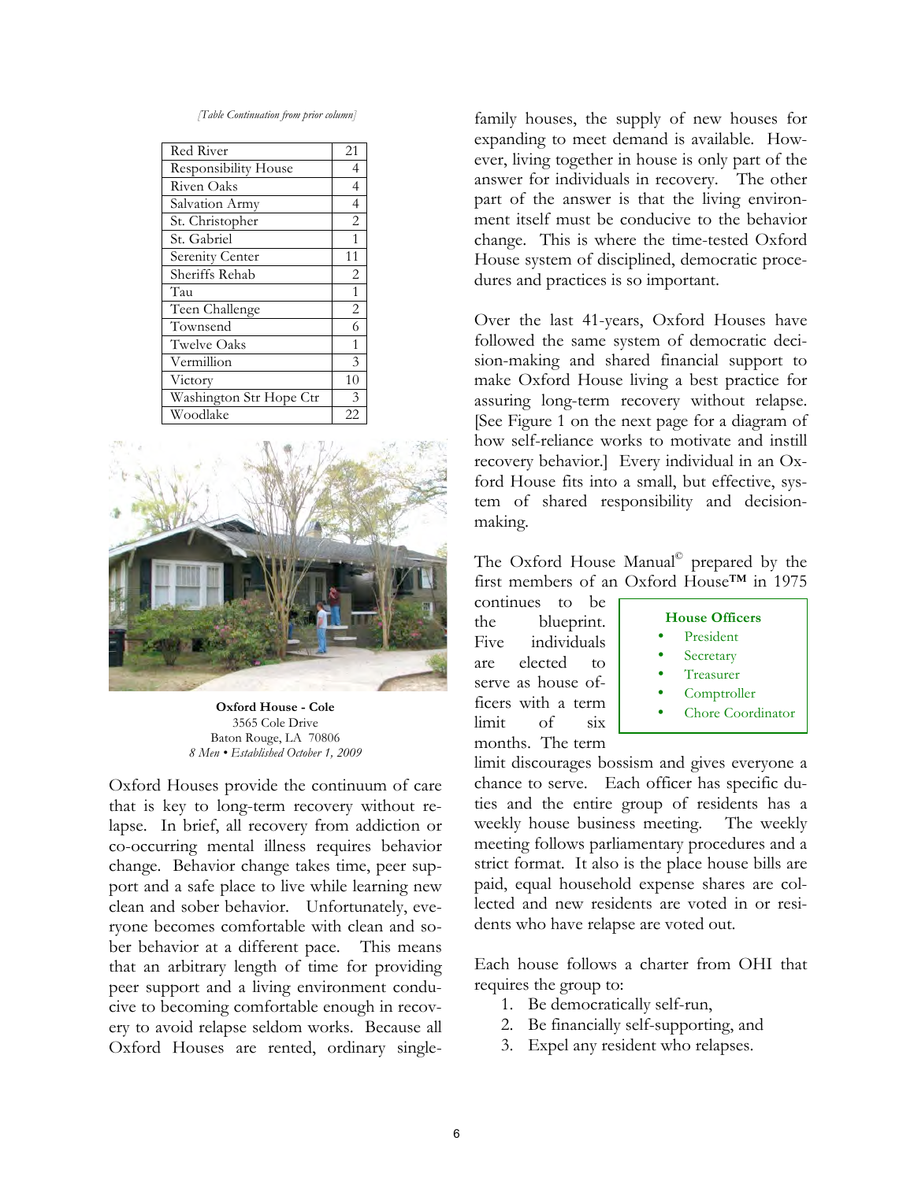*[Table Continuation from prior column]*

| | |
|---|---|
| Red River | 21 |
| Responsibility House | 4 |
| Riven Oaks | 4 |
| Salvation Army | 4 |
| St. Christopher | 2 |
| St. Gabriel | 1 |
| Serenity Center | 11 |
| Sheriffs Rehab | 2 |
| Tau | 1 |
| Teen Challenge | 2 |
| Townsend | 6 |
| Twelve Oaks | 1 |
| Vermillion | 3 |
| Victory | 10 |
| Washington Str Hope Ctr | 3 |
| Woodlake | 22 |

**Oxford House - Cole**
3565 Cole Drive
Baton Rouge, LA 70806
*8 Men • Established October 1, 2009*

Oxford Houses provide the continuum of care that is key to long-term recovery without relapse. In brief, all recovery from addiction or co-occurring mental illness requires behavior change. Behavior change takes time, peer support and a safe place to live while learning new clean and sober behavior. Unfortunately, everyone becomes comfortable with clean and sober behavior at a different pace. This means that an arbitrary length of time for providing peer support and a living environment conducive to becoming comfortable enough in recovery to avoid relapse seldom works. Because all Oxford Houses are rented, ordinary single-family houses, the supply of new houses for expanding to meet demand is available. However, living together in house is only part of the answer for individuals in recovery. The other part of the answer is that the living environment itself must be conducive to the behavior change. This is where the time-tested Oxford House system of disciplined, democratic procedures and practices is so important.

Over the last 41-years, Oxford Houses have followed the same system of democratic decision-making and shared financial support to make Oxford House living a best practice for assuring long-term recovery without relapse. [See Figure 1 on the next page for a diagram of how self-reliance works to motivate and instill recovery behavior.] Every individual in an Oxford House fits into a small, but effective, system of shared responsibility and decision-making.

The Oxford House Manual© prepared by the first members of an Oxford House™ in 1975 continues to be the blueprint. Five individuals are elected to serve as house officers with a term limit of six months. The term limit discourages bossism and gives everyone a chance to serve. Each officer has specific duties and the entire group of residents has a weekly house business meeting. The weekly meeting follows parliamentary procedures and a strict format. It also is the place house bills are paid, equal household expense shares are collected and new residents are voted in or residents who have relapse are voted out.

**House Officers**

- President
- Secretary
- Treasurer
- Comptroller
- Chore Coordinator

Each house follows a charter from OHI that requires the group to:

1. Be democratically self-run,
2. Be financially self-supporting, and
3. Expel any resident who relapses.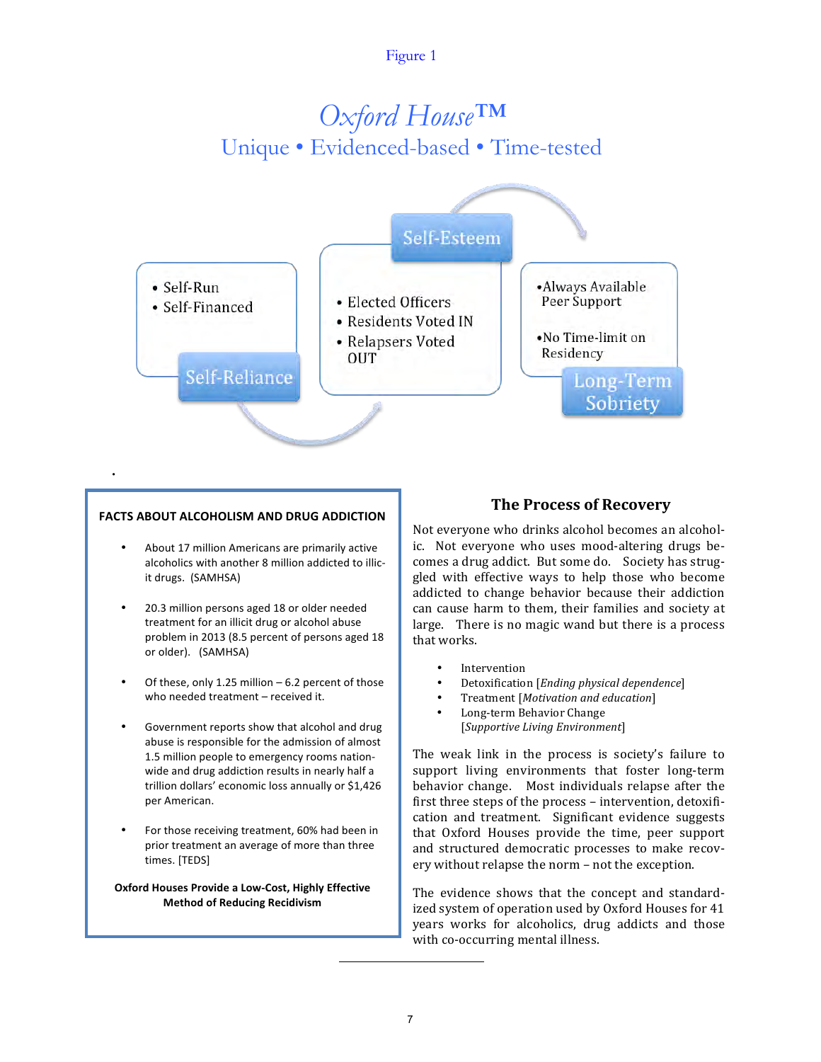Figure 1

# *Oxford House*™

## Unique • Evidenced-based • Time-tested

**Self-Reliance**
- Self-Run
- Self-Financed

**Self-Esteem**
- Elected Officers
- Residents Voted IN
- Relapsers Voted OUT

**Long-Term Sobriety**
- Always Available Peer Support
- No Time-limit on Residency

### FACTS ABOUT ALCOHOLISM AND DRUG ADDICTION

- About 17 million Americans are primarily active alcoholics with another 8 million addicted to illicit drugs. (SAMHSA)
- 20.3 million persons aged 18 or older needed treatment for an illicit drug or alcohol abuse problem in 2013 (8.5 percent of persons aged 18 or older). (SAMHSA)
- Of these, only 1.25 million – 6.2 percent of those who needed treatment – received it.
- Government reports show that alcohol and drug abuse is responsible for the admission of almost 1.5 million people to emergency rooms nationwide and drug addiction results in nearly half a trillion dollars' economic loss annually or $1,426 per American.
- For those receiving treatment, 60% had been in prior treatment an average of more than three times. [TEDS]

**Oxford Houses Provide a Low-Cost, Highly Effective Method of Reducing Recidivism**

## The Process of Recovery

Not everyone who drinks alcohol becomes an alcoholic. Not everyone who uses mood-altering drugs becomes a drug addict. But some do. Society has struggled with effective ways to help those who become addicted to change behavior because their addiction can cause harm to them, their families and society at large. There is no magic wand but there is a process that works.

- Intervention
- Detoxification [*Ending physical dependence*]
- Treatment [*Motivation and education*]
- Long-term Behavior Change [*Supportive Living Environment*]

The weak link in the process is society's failure to support living environments that foster long-term behavior change. Most individuals relapse after the first three steps of the process – intervention, detoxification and treatment. Significant evidence suggests that Oxford Houses provide the time, peer support and structured democratic processes to make recovery without relapse the norm – not the exception.

The evidence shows that the concept and standardized system of operation used by Oxford Houses for 41 years works for alcoholics, drug addicts and those with co-occurring mental illness.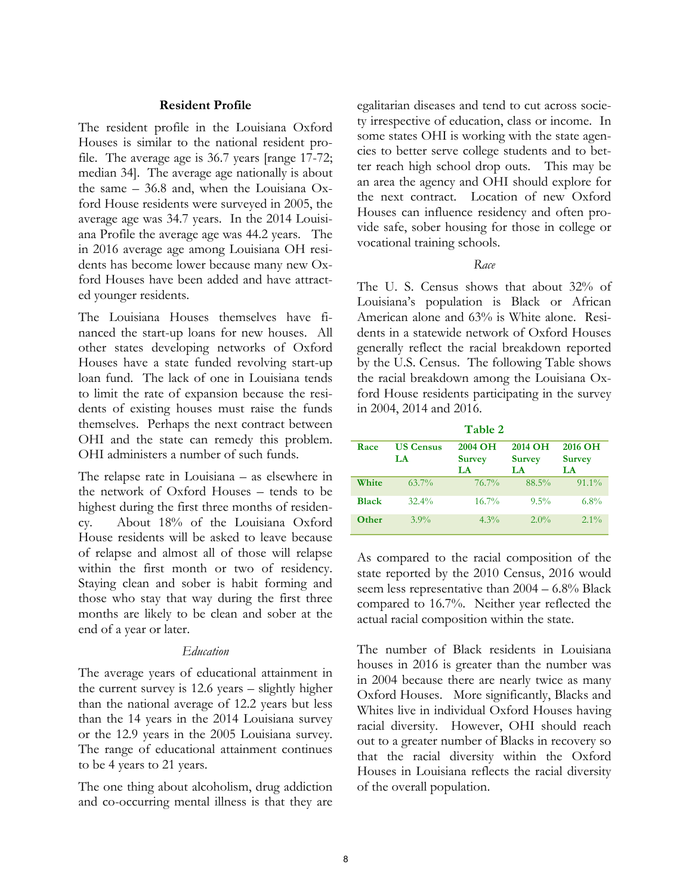### Resident Profile

The resident profile in the Louisiana Oxford Houses is similar to the national resident profile. The average age is 36.7 years [range 17-72; median 34]. The average age nationally is about the same – 36.8 and, when the Louisiana Oxford House residents were surveyed in 2005, the average age was 34.7 years. In the 2014 Louisiana Profile the average age was 44.2 years. The in 2016 average age among Louisiana OH residents has become lower because many new Oxford Houses have been added and have attracted younger residents.

The Louisiana Houses themselves have financed the start-up loans for new houses. All other states developing networks of Oxford Houses have a state funded revolving start-up loan fund. The lack of one in Louisiana tends to limit the rate of expansion because the residents of existing houses must raise the funds themselves. Perhaps the next contract between OHI and the state can remedy this problem. OHI administers a number of such funds.

The relapse rate in Louisiana – as elsewhere in the network of Oxford Houses – tends to be highest during the first three months of residency. About 18% of the Louisiana Oxford House residents will be asked to leave because of relapse and almost all of those will relapse within the first month or two of residency. Staying clean and sober is habit forming and those who stay that way during the first three months are likely to be clean and sober at the end of a year or later.

*Education*

The average years of educational attainment in the current survey is 12.6 years – slightly higher than the national average of 12.2 years but less than the 14 years in the 2014 Louisiana survey or the 12.9 years in the 2005 Louisiana survey. The range of educational attainment continues to be 4 years to 21 years.

The one thing about alcoholism, drug addiction and co-occurring mental illness is that they are egalitarian diseases and tend to cut across society irrespective of education, class or income. In some states OHI is working with the state agencies to better serve college students and to better reach high school drop outs. This may be an area the agency and OHI should explore for the next contract. Location of new Oxford Houses can influence residency and often provide safe, sober housing for those in college or vocational training schools.

*Race*

The U. S. Census shows that about 32% of Louisiana's population is Black or African American alone and 63% is White alone. Residents in a statewide network of Oxford Houses generally reflect the racial breakdown reported by the U.S. Census. The following Table shows the racial breakdown among the Louisiana Oxford House residents participating in the survey in 2004, 2014 and 2016.

**Table 2**

| Race | US Census LA | 2004 OH Survey LA | 2014 OH Survey LA | 2016 OH Survey LA |
|---|---|---|---|---|
| **White** | 63.7% | 76.7% | 88.5% | 91.1% |
| **Black** | 32.4% | 16.7% | 9.5% | 6.8% |
| **Other** | 3.9% | 4.3% | 2.0% | 2.1% |

As compared to the racial composition of the state reported by the 2010 Census, 2016 would seem less representative than 2004 – 6.8% Black compared to 16.7%. Neither year reflected the actual racial composition within the state.

The number of Black residents in Louisiana houses in 2016 is greater than the number was in 2004 because there are nearly twice as many Oxford Houses. More significantly, Blacks and Whites live in individual Oxford Houses having racial diversity. However, OHI should reach out to a greater number of Blacks in recovery so that the racial diversity within the Oxford Houses in Louisiana reflects the racial diversity of the overall population.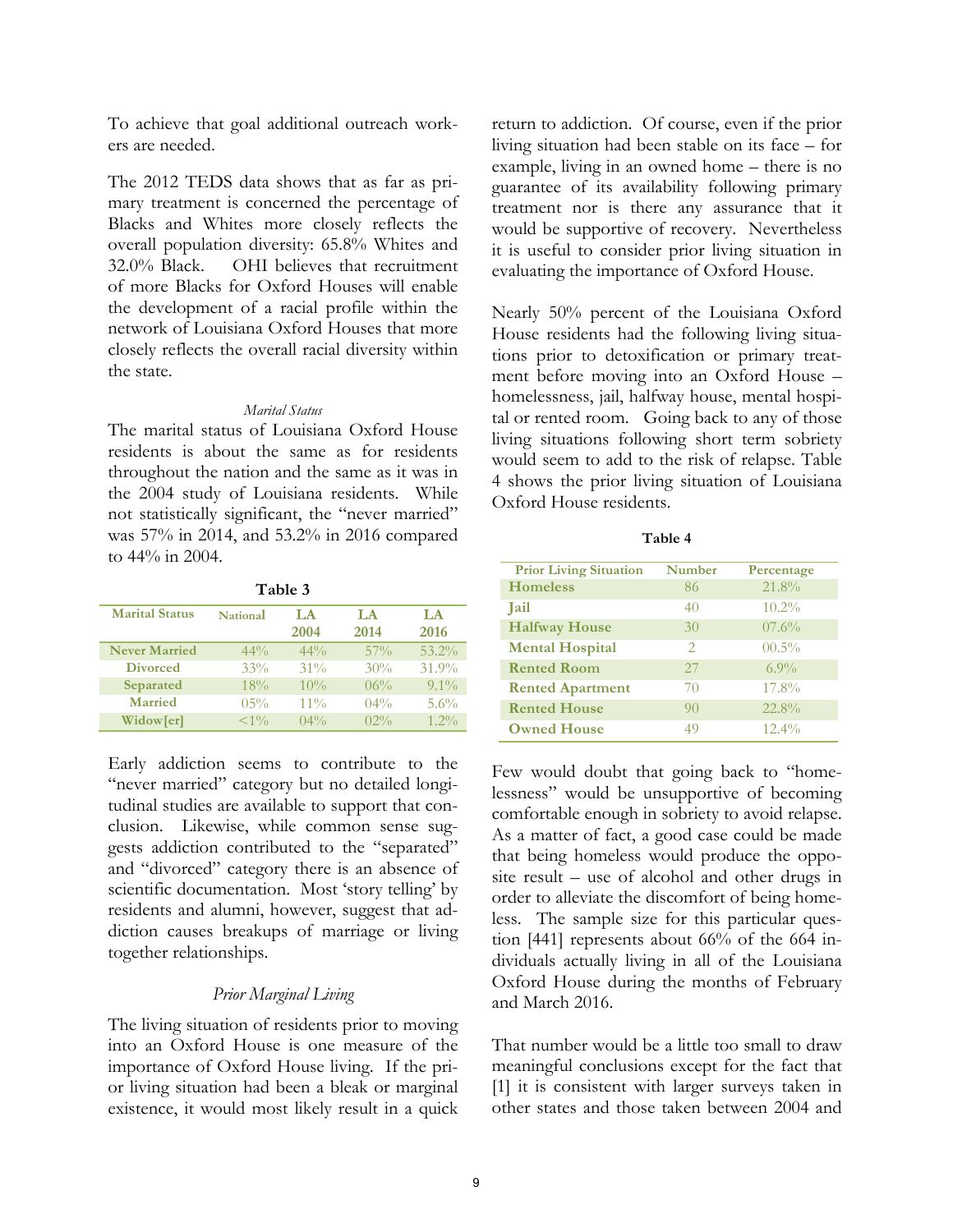To achieve that goal additional outreach workers are needed.

The 2012 TEDS data shows that as far as primary treatment is concerned the percentage of Blacks and Whites more closely reflects the overall population diversity: 65.8% Whites and 32.0% Black. OHI believes that recruitment of more Blacks for Oxford Houses will enable the development of a racial profile within the network of Louisiana Oxford Houses that more closely reflects the overall racial diversity within the state.

*Marital Status*

The marital status of Louisiana Oxford House residents is about the same as for residents throughout the nation and the same as it was in the 2004 study of Louisiana residents. While not statistically significant, the "never married" was 57% in 2014, and 53.2% in 2016 compared to 44% in 2004.

**Table 3**

| Marital Status | National | LA 2004 | LA 2014 | LA 2016 |
|---|---|---|---|---|
| **Never Married** | 44% | 44% | 57% | 53.2% |
| **Divorced** | 33% | 31% | 30% | 31.9% |
| **Separated** | 18% | 10% | 06% | 9.1% |
| **Married** | 05% | 11% | 04% | 5.6% |
| **Widow[er]** | <1% | 04% | 02% | 1.2% |

Early addiction seems to contribute to the "never married" category but no detailed longitudinal studies are available to support that conclusion. Likewise, while common sense suggests addiction contributed to the "separated" and "divorced" category there is an absence of scientific documentation. Most 'story telling' by residents and alumni, however, suggest that addiction causes breakups of marriage or living together relationships.

*Prior Marginal Living*

The living situation of residents prior to moving into an Oxford House is one measure of the importance of Oxford House living. If the prior living situation had been a bleak or marginal existence, it would most likely result in a quick return to addiction. Of course, even if the prior living situation had been stable on its face – for example, living in an owned home – there is no guarantee of its availability following primary treatment nor is there any assurance that it would be supportive of recovery. Nevertheless it is useful to consider prior living situation in evaluating the importance of Oxford House.

Nearly 50% percent of the Louisiana Oxford House residents had the following living situations prior to detoxification or primary treatment before moving into an Oxford House – homelessness, jail, halfway house, mental hospital or rented room. Going back to any of those living situations following short term sobriety would seem to add to the risk of relapse. Table 4 shows the prior living situation of Louisiana Oxford House residents.

**Table 4**

| Prior Living Situation | Number | Percentage |
|---|---|---|
| **Homeless** | 86 | 21.8% |
| **Jail** | 40 | 10.2% |
| **Halfway House** | 30 | 07.6% |
| **Mental Hospital** | 2 | 00.5% |
| **Rented Room** | 27 | 6.9% |
| **Rented Apartment** | 70 | 17.8% |
| **Rented House** | 90 | 22.8% |
| **Owned House** | 49 | 12.4% |

Few would doubt that going back to "homelessness" would be unsupportive of becoming comfortable enough in sobriety to avoid relapse. As a matter of fact, a good case could be made that being homeless would produce the opposite result – use of alcohol and other drugs in order to alleviate the discomfort of being homeless. The sample size for this particular question [441] represents about 66% of the 664 individuals actually living in all of the Louisiana Oxford House during the months of February and March 2016.

That number would be a little too small to draw meaningful conclusions except for the fact that [1] it is consistent with larger surveys taken in other states and those taken between 2004 and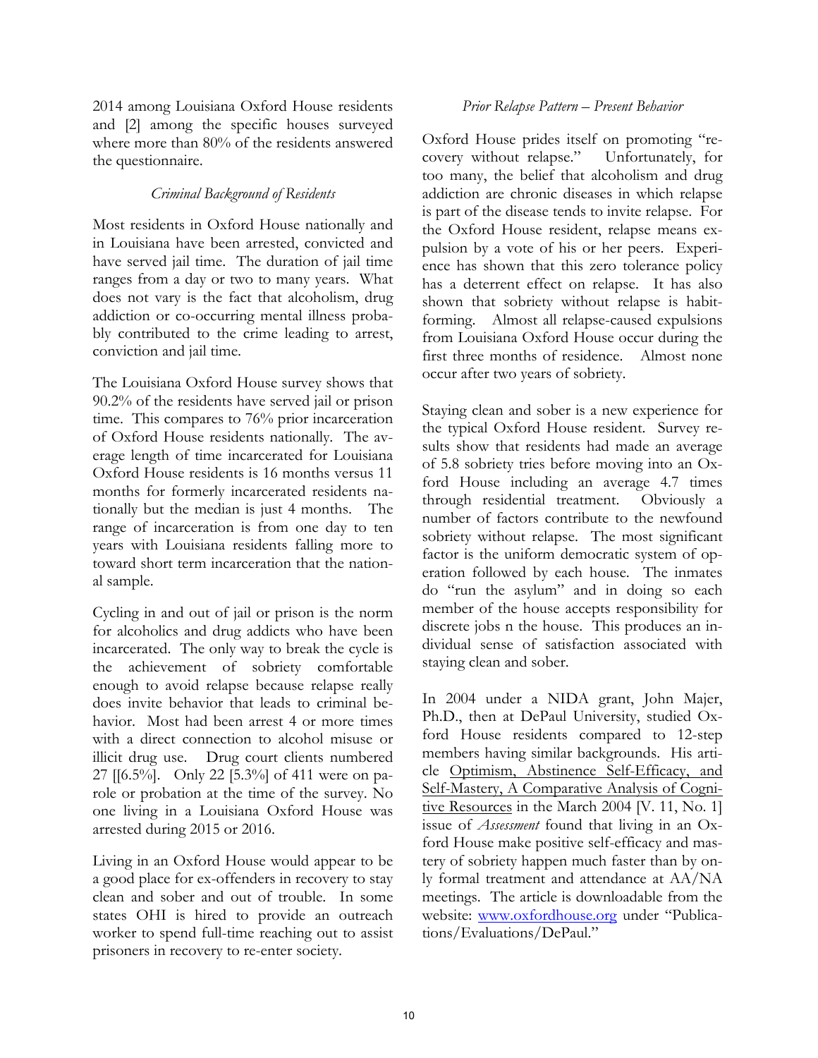2014 among Louisiana Oxford House residents and [2] among the specific houses surveyed where more than 80% of the residents answered the questionnaire.

### *Criminal Background of Residents*

Most residents in Oxford House nationally and in Louisiana have been arrested, convicted and have served jail time. The duration of jail time ranges from a day or two to many years. What does not vary is the fact that alcoholism, drug addiction or co-occurring mental illness probably contributed to the crime leading to arrest, conviction and jail time.

The Louisiana Oxford House survey shows that 90.2% of the residents have served jail or prison time. This compares to 76% prior incarceration of Oxford House residents nationally. The average length of time incarcerated for Louisiana Oxford House residents is 16 months versus 11 months for formerly incarcerated residents nationally but the median is just 4 months. The range of incarceration is from one day to ten years with Louisiana residents falling more to toward short term incarceration that the national sample.

Cycling in and out of jail or prison is the norm for alcoholics and drug addicts who have been incarcerated. The only way to break the cycle is the achievement of sobriety comfortable enough to avoid relapse because relapse really does invite behavior that leads to criminal behavior. Most had been arrest 4 or more times with a direct connection to alcohol misuse or illicit drug use. Drug court clients numbered 27 [[6.5%]. Only 22 [5.3%] of 411 were on parole or probation at the time of the survey. No one living in a Louisiana Oxford House was arrested during 2015 or 2016.

Living in an Oxford House would appear to be a good place for ex-offenders in recovery to stay clean and sober and out of trouble. In some states OHI is hired to provide an outreach worker to spend full-time reaching out to assist prisoners in recovery to re-enter society.

### *Prior Relapse Pattern – Present Behavior*

Oxford House prides itself on promoting "recovery without relapse." Unfortunately, for too many, the belief that alcoholism and drug addiction are chronic diseases in which relapse is part of the disease tends to invite relapse. For the Oxford House resident, relapse means expulsion by a vote of his or her peers. Experience has shown that this zero tolerance policy has a deterrent effect on relapse. It has also shown that sobriety without relapse is habit-forming. Almost all relapse-caused expulsions from Louisiana Oxford House occur during the first three months of residence. Almost none occur after two years of sobriety.

Staying clean and sober is a new experience for the typical Oxford House resident. Survey results show that residents had made an average of 5.8 sobriety tries before moving into an Oxford House including an average 4.7 times through residential treatment. Obviously a number of factors contribute to the newfound sobriety without relapse. The most significant factor is the uniform democratic system of operation followed by each house. The inmates do "run the asylum" and in doing so each member of the house accepts responsibility for discrete jobs n the house. This produces an individual sense of satisfaction associated with staying clean and sober.

In 2004 under a NIDA grant, John Majer, Ph.D., then at DePaul University, studied Oxford House residents compared to 12-step members having similar backgrounds. His article Optimism, Abstinence Self-Efficacy, and Self-Mastery, A Comparative Analysis of Cognitive Resources in the March 2004 [V. 11, No. 1] issue of *Assessment* found that living in an Oxford House make positive self-efficacy and mastery of sobriety happen much faster than by only formal treatment and attendance at AA/NA meetings. The article is downloadable from the website: www.oxfordhouse.org under "Publications/Evaluations/DePaul."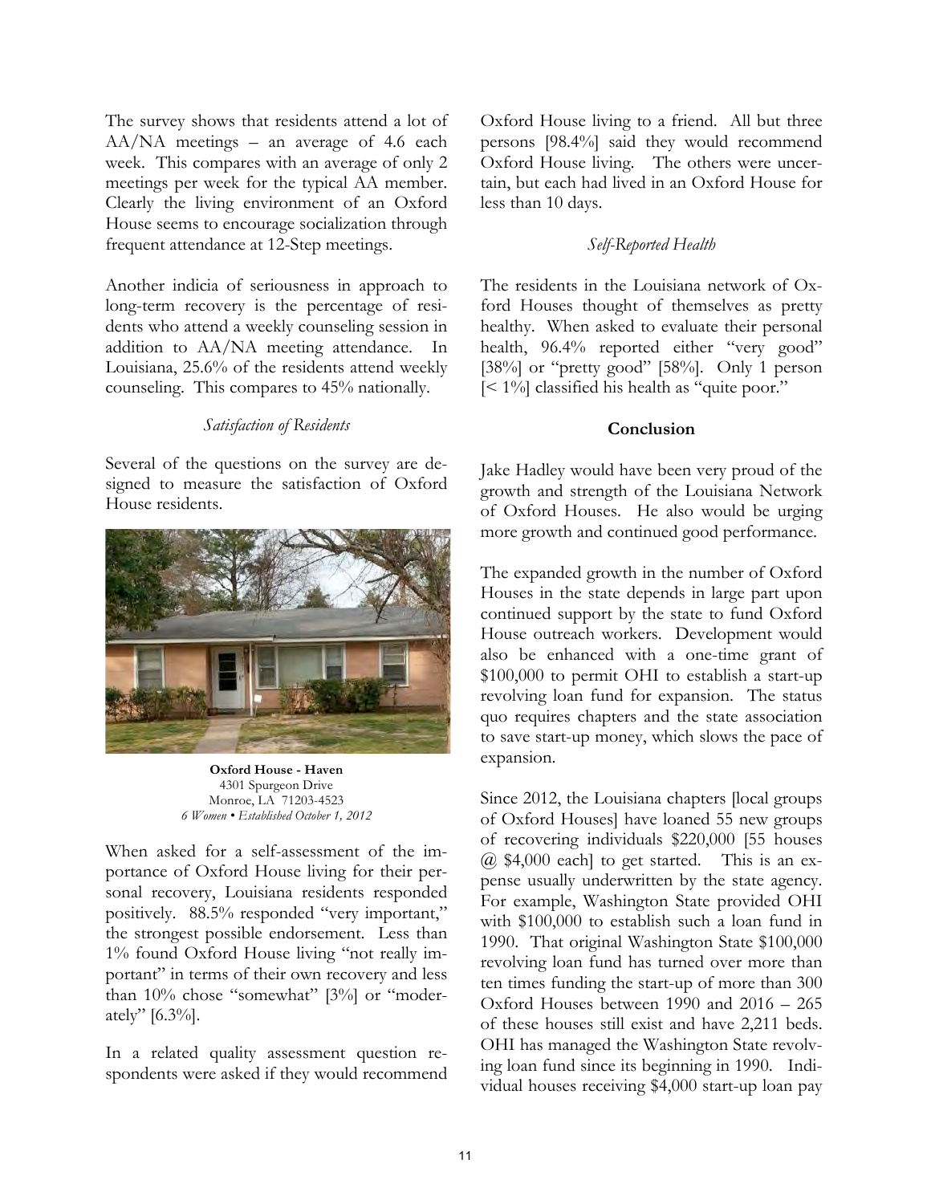The survey shows that residents attend a lot of AA/NA meetings – an average of 4.6 each week. This compares with an average of only 2 meetings per week for the typical AA member. Clearly the living environment of an Oxford House seems to encourage socialization through frequent attendance at 12-Step meetings.

Another indicia of seriousness in approach to long-term recovery is the percentage of residents who attend a weekly counseling session in addition to AA/NA meeting attendance. In Louisiana, 25.6% of the residents attend weekly counseling. This compares to 45% nationally.

*Satisfaction of Residents*

Several of the questions on the survey are designed to measure the satisfaction of Oxford House residents.

**Oxford House - Haven**
4301 Spurgeon Drive
Monroe, LA 71203-4523
*6 Women • Established October 1, 2012*

When asked for a self-assessment of the importance of Oxford House living for their personal recovery, Louisiana residents responded positively. 88.5% responded "very important," the strongest possible endorsement. Less than 1% found Oxford House living "not really important" in terms of their own recovery and less than 10% chose "somewhat" [3%] or "moderately" [6.3%].

In a related quality assessment question respondents were asked if they would recommend Oxford House living to a friend. All but three persons [98.4%] said they would recommend Oxford House living. The others were uncertain, but each had lived in an Oxford House for less than 10 days.

*Self-Reported Health*

The residents in the Louisiana network of Oxford Houses thought of themselves as pretty healthy. When asked to evaluate their personal health, 96.4% reported either "very good" [38%] or "pretty good" [58%]. Only 1 person [< 1%] classified his health as "quite poor."

**Conclusion**

Jake Hadley would have been very proud of the growth and strength of the Louisiana Network of Oxford Houses. He also would be urging more growth and continued good performance.

The expanded growth in the number of Oxford Houses in the state depends in large part upon continued support by the state to fund Oxford House outreach workers. Development would also be enhanced with a one-time grant of $100,000 to permit OHI to establish a start-up revolving loan fund for expansion. The status quo requires chapters and the state association to save start-up money, which slows the pace of expansion.

Since 2012, the Louisiana chapters [local groups of Oxford Houses] have loaned 55 new groups of recovering individuals $220,000 [55 houses @ $4,000 each] to get started. This is an expense usually underwritten by the state agency. For example, Washington State provided OHI with $100,000 to establish such a loan fund in 1990. That original Washington State $100,000 revolving loan fund has turned over more than ten times funding the start-up of more than 300 Oxford Houses between 1990 and 2016 – 265 of these houses still exist and have 2,211 beds. OHI has managed the Washington State revolving loan fund since its beginning in 1990. Individual houses receiving $4,000 start-up loan pay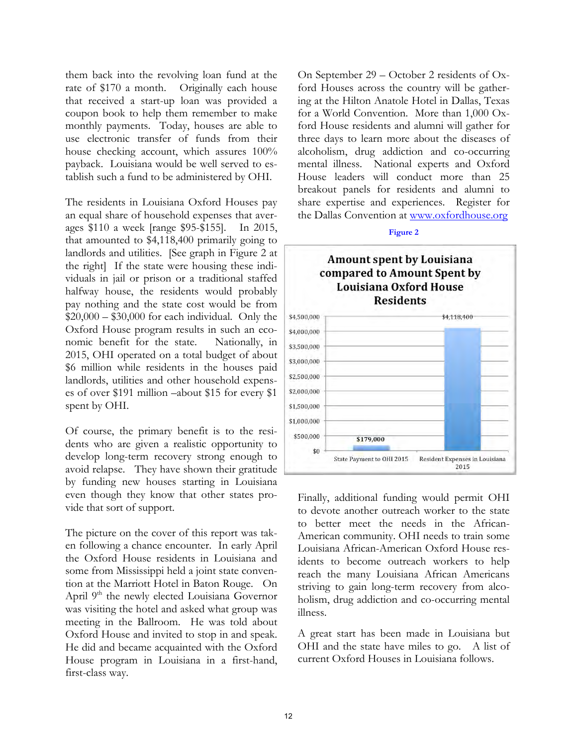them back into the revolving loan fund at the rate of $170 a month. Originally each house that received a start-up loan was provided a coupon book to help them remember to make monthly payments. Today, houses are able to use electronic transfer of funds from their house checking account, which assures 100% payback. Louisiana would be well served to establish such a fund to be administered by OHI.

The residents in Louisiana Oxford Houses pay an equal share of household expenses that averages $110 a week [range $95-$155]. In 2015, that amounted to $4,118,400 primarily going to landlords and utilities. [See graph in Figure 2 at the right] If the state were housing these individuals in jail or prison or a traditional staffed halfway house, the residents would probably pay nothing and the state cost would be from $20,000 – $30,000 for each individual. Only the Oxford House program results in such an economic benefit for the state. Nationally, in 2015, OHI operated on a total budget of about $6 million while residents in the houses paid landlords, utilities and other household expenses of over $191 million –about $15 for every $1 spent by OHI.

Of course, the primary benefit is to the residents who are given a realistic opportunity to develop long-term recovery strong enough to avoid relapse. They have shown their gratitude by funding new houses starting in Louisiana even though they know that other states provide that sort of support.

The picture on the cover of this report was taken following a chance encounter. In early April the Oxford House residents in Louisiana and some from Mississippi held a joint state convention at the Marriott Hotel in Baton Rouge. On April 9th the newly elected Louisiana Governor was visiting the hotel and asked what group was meeting in the Ballroom. He was told about Oxford House and invited to stop in and speak. He did and became acquainted with the Oxford House program in Louisiana in a first-hand, first-class way.

On September 29 – October 2 residents of Oxford Houses across the country will be gathering at the Hilton Anatole Hotel in Dallas, Texas for a World Convention. More than 1,000 Oxford House residents and alumni will gather for three days to learn more about the diseases of alcoholism, drug addiction and co-occurring mental illness. National experts and Oxford House leaders will conduct more than 25 breakout panels for residents and alumni to share expertise and experiences. Register for the Dallas Convention at www.oxfordhouse.org

**Figure 2**

**Amount spent by Louisiana compared to Amount Spent by Louisiana Oxford House Residents**

| Category | Amount |
|---|---|
| State Payment to OHI 2015 | $179,000 |
| Resident Expenses in Louisiana 2015 | $4,118,400 |

Finally, additional funding would permit OHI to devote another outreach worker to the state to better meet the needs in the African-American community. OHI needs to train some Louisiana African-American Oxford House residents to become outreach workers to help reach the many Louisiana African Americans striving to gain long-term recovery from alcoholism, drug addiction and co-occurring mental illness.

A great start has been made in Louisiana but OHI and the state have miles to go. A list of current Oxford Houses in Louisiana follows.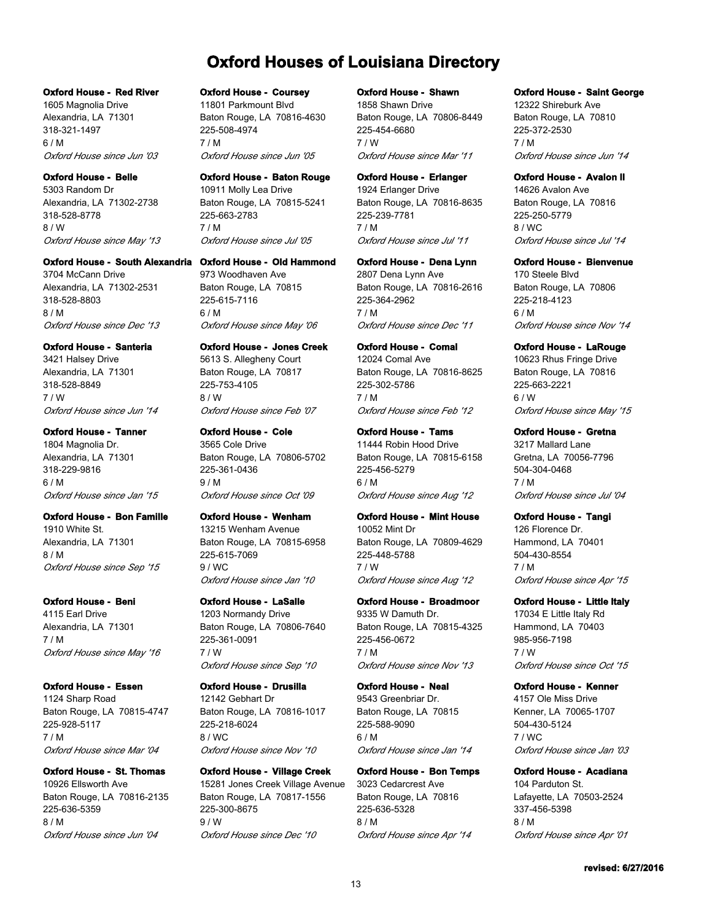# Oxford Houses of Louisiana Directory

**Oxford House - Red River**
1605 Magnolia Drive
Alexandria, LA 71301
318-321-1497
6 / M
*Oxford House since Jun '03*

**Oxford House - Belle**
5303 Random Dr
Alexandria, LA 71302-2738
318-528-8778
8 / W
*Oxford House since May '13*

**Oxford House - South Alexandria**
3704 McCann Drive
Alexandria, LA 71302-2531
318-528-8803
8 / M
*Oxford House since Dec '13*

**Oxford House - Santeria**
3421 Halsey Drive
Alexandria, LA 71301
318-528-8849
7 / W
*Oxford House since Jun '14*

**Oxford House - Tanner**
1804 Magnolia Dr.
Alexandria, LA 71301
318-229-9816
6 / M
*Oxford House since Jan '15*

**Oxford House - Bon Famille**
1910 White St.
Alexandria, LA 71301
8 / M
*Oxford House since Sep '15*

**Oxford House - Beni**
4115 Earl Drive
Alexandria, LA 71301
7 / M
*Oxford House since May '16*

**Oxford House - Essen**
1124 Sharp Road
Baton Rouge, LA 70815-4747
225-928-5117
7 / M
*Oxford House since Mar '04*

**Oxford House - St. Thomas**
10926 Ellsworth Ave
Baton Rouge, LA 70816-2135
225-636-5359
8 / M
*Oxford House since Jun '04*

**Oxford House - Coursey**
11801 Parkmount Blvd
Baton Rouge, LA 70816-4630
225-508-4974
7 / M
*Oxford House since Jun '05*

**Oxford House - Baton Rouge**
10911 Molly Lea Drive
Baton Rouge, LA 70815-5241
225-663-2783
7 / M
*Oxford House since Jul '05*

**Oxford House - Old Hammond**
973 Woodhaven Ave
Baton Rouge, LA 70815
225-615-7116
6 / M
*Oxford House since May '06*

**Oxford House - Jones Creek**
5613 S. Allegheny Court
Baton Rouge, LA 70817
225-753-4105
8 / W
*Oxford House since Feb '07*

**Oxford House - Cole**
3565 Cole Drive
Baton Rouge, LA 70806-5702
225-361-0436
9 / M
*Oxford House since Oct '09*

**Oxford House - Wenham**
13215 Wenham Avenue
Baton Rouge, LA 70815-6958
225-615-7069
9 / WC
*Oxford House since Jan '10*

**Oxford House - LaSalle**
1203 Normandy Drive
Baton Rouge, LA 70806-7640
225-361-0091
7 / W
*Oxford House since Sep '10*

**Oxford House - Drusilla**
12142 Gebhart Dr
Baton Rouge, LA 70816-1017
225-218-6024
8 / WC
*Oxford House since Nov '10*

**Oxford House - Village Creek**
15281 Jones Creek Village Avenue
Baton Rouge, LA 70817-1556
225-300-8675
9 / W
*Oxford House since Dec '10*

**Oxford House - Shawn**
1858 Shawn Drive
Baton Rouge, LA 70806-8449
225-454-6680
7 / W
*Oxford House since Mar '11*

**Oxford House - Erlanger**
1924 Erlanger Drive
Baton Rouge, LA 70816-8635
225-239-7781
7 / M
*Oxford House since Jul '11*

**Oxford House - Dena Lynn**
2807 Dena Lynn Ave
Baton Rouge, LA 70816-2616
225-364-2962
7 / M
*Oxford House since Dec '11*

**Oxford House - Comal**
12024 Comal Ave
Baton Rouge, LA 70816-8625
225-302-5786
7 / M
*Oxford House since Feb '12*

**Oxford House - Tams**
11444 Robin Hood Drive
Baton Rouge, LA 70815-6158
225-456-5279
6 / M
*Oxford House since Aug '12*

**Oxford House - Mint House**
10052 Mint Dr
Baton Rouge, LA 70809-4629
225-448-5788
7 / W
*Oxford House since Aug '12*

**Oxford House - Broadmoor**
9335 W Damuth Dr.
Baton Rouge, LA 70815-4325
225-456-0672
7 / M
*Oxford House since Nov '13*

**Oxford House - Neal**
9543 Greenbriar Dr.
Baton Rouge, LA 70815
225-588-9090
6 / M
*Oxford House since Jan '14*

**Oxford House - Bon Temps**
3023 Cedarcrest Ave
Baton Rouge, LA 70816
225-636-5328
8 / M
*Oxford House since Apr '14*

**Oxford House - Saint George**
12322 Shireburk Ave
Baton Rouge, LA 70810
225-372-2530
7 / M
*Oxford House since Jun '14*

**Oxford House - Avalon II**
14626 Avalon Ave
Baton Rouge, LA 70816
225-250-5779
8 / WC
*Oxford House since Jul '14*

**Oxford House - Bienvenue**
170 Steele Blvd
Baton Rouge, LA 70806
225-218-4123
6 / M
*Oxford House since Nov '14*

**Oxford House - LaRouge**
10623 Rhus Fringe Drive
Baton Rouge, LA 70816
225-663-2221
6 / W
*Oxford House since May '15*

**Oxford House - Gretna**
3217 Mallard Lane
Gretna, LA 70056-7796
504-304-0468
7 / M
*Oxford House since Jul '04*

**Oxford House - Tangi**
126 Florence Dr.
Hammond, LA 70401
504-430-8554
7 / M
*Oxford House since Apr '15*

**Oxford House - Little Italy**
17034 E Little Italy Rd
Hammond, LA 70403
985-956-7198
7 / W
*Oxford House since Oct '15*

**Oxford House - Kenner**
4157 Ole Miss Drive
Kenner, LA 70065-1707
504-430-5124
7 / WC
*Oxford House since Jan '03*

**Oxford House - Acadiana**
104 Parduton St.
Lafayette, LA 70503-2524
337-456-5398
8 / M
*Oxford House since Apr '01*

**revised: 6/27/2016**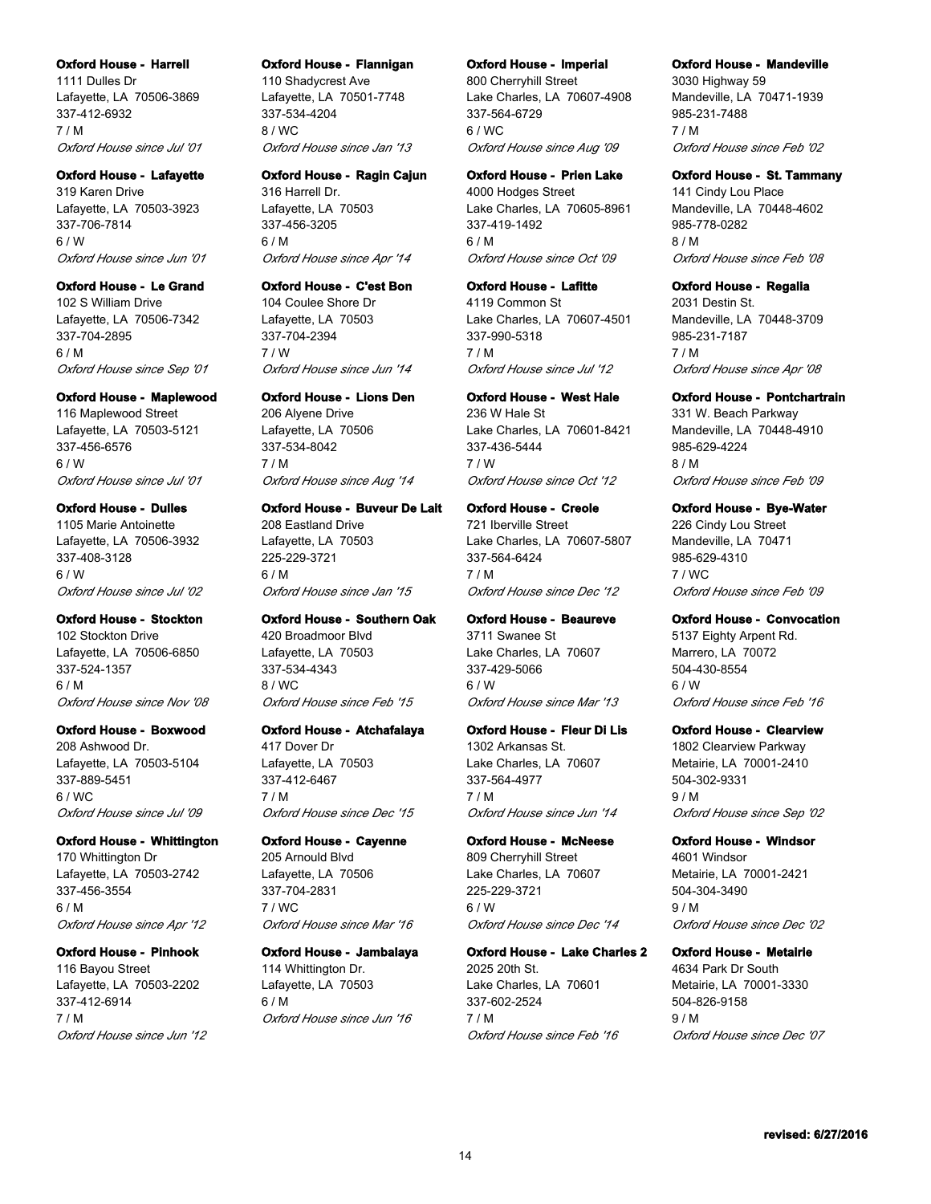**Oxford House - Harrell**
1111 Dulles Dr
Lafayette, LA 70506-3869
337-412-6932
7 / M
*Oxford House since Jul '01*

**Oxford House - Lafayette**
319 Karen Drive
Lafayette, LA 70503-3923
337-706-7814
6 / W
*Oxford House since Jun '01*

**Oxford House - Le Grand**
102 S William Drive
Lafayette, LA 70506-7342
337-704-2895
6 / M
*Oxford House since Sep '01*

**Oxford House - Maplewood**
116 Maplewood Street
Lafayette, LA 70503-5121
337-456-6576
6 / W
*Oxford House since Jul '01*

**Oxford House - Dulles**
1105 Marie Antoinette
Lafayette, LA 70506-3932
337-408-3128
6 / W
*Oxford House since Jul '02*

**Oxford House - Stockton**
102 Stockton Drive
Lafayette, LA 70506-6850
337-524-1357
6 / M
*Oxford House since Nov '08*

**Oxford House - Boxwood**
208 Ashwood Dr.
Lafayette, LA 70503-5104
337-889-5451
6 / WC
*Oxford House since Jul '09*

**Oxford House - Whittington**
170 Whittington Dr
Lafayette, LA 70503-2742
337-456-3554
6 / M
*Oxford House since Apr '12*

**Oxford House - Pinhook**
116 Bayou Street
Lafayette, LA 70503-2202
337-412-6914
7 / M
*Oxford House since Jun '12*

**Oxford House - Flannigan**
110 Shadycrest Ave
Lafayette, LA 70501-7748
337-534-4204
8 / WC
*Oxford House since Jan '13*

**Oxford House - Ragin Cajun**
316 Harrell Dr.
Lafayette, LA 70503
337-456-3205
6 / M
*Oxford House since Apr '14*

**Oxford House - C'est Bon**
104 Coulee Shore Dr
Lafayette, LA 70503
337-704-2394
7 / W
*Oxford House since Jun '14*

**Oxford House - Lions Den**
206 Alyene Drive
Lafayette, LA 70506
337-534-8042
7 / M
*Oxford House since Aug '14*

**Oxford House - Buveur De Lait**
208 Eastland Drive
Lafayette, LA 70503
225-229-3721
6 / M
*Oxford House since Jan '15*

**Oxford House - Southern Oak**
420 Broadmoor Blvd
Lafayette, LA 70503
337-534-4343
8 / WC
*Oxford House since Feb '15*

**Oxford House - Atchafalaya**
417 Dover Dr
Lafayette, LA 70503
337-412-6467
7 / M
*Oxford House since Dec '15*

**Oxford House - Cayenne**
205 Arnould Blvd
Lafayette, LA 70506
337-704-2831
7 / WC
*Oxford House since Mar '16*

**Oxford House - Jambalaya**
114 Whittington Dr.
Lafayette, LA 70503
6 / M
*Oxford House since Jun '16*

**Oxford House - Imperial**
800 Cherryhill Street
Lake Charles, LA 70607-4908
337-564-6729
6 / WC
*Oxford House since Aug '09*

**Oxford House - Prien Lake**
4000 Hodges Street
Lake Charles, LA 70605-8961
337-419-1492
6 / M
*Oxford House since Oct '09*

**Oxford House - Lafitte**
4119 Common St
Lake Charles, LA 70607-4501
337-990-5318
7 / M
*Oxford House since Jul '12*

**Oxford House - West Hale**
236 W Hale St
Lake Charles, LA 70601-8421
337-436-5444
7 / W
*Oxford House since Oct '12*

**Oxford House - Creole**
721 Iberville Street
Lake Charles, LA 70607-5807
337-564-6424
7 / M
*Oxford House since Dec '12*

**Oxford House - Beaureve**
3711 Swanee St
Lake Charles, LA 70607
337-429-5066
6 / W
*Oxford House since Mar '13*

**Oxford House - Fleur Di Lis**
1302 Arkansas St.
Lake Charles, LA 70607
337-564-4977
7 / M
*Oxford House since Jun '14*

**Oxford House - McNeese**
809 Cherryhill Street
Lake Charles, LA 70607
225-229-3721
6 / W
*Oxford House since Dec '14*

**Oxford House - Lake Charles 2**
2025 20th St.
Lake Charles, LA 70601
337-602-2524
7 / M
*Oxford House since Feb '16*

**Oxford House - Mandeville**
3030 Highway 59
Mandeville, LA 70471-1939
985-231-7488
7 / M
*Oxford House since Feb '02*

**Oxford House - St. Tammany**
141 Cindy Lou Place
Mandeville, LA 70448-4602
985-778-0282
8 / M
*Oxford House since Feb '08*

**Oxford House - Regalia**
2031 Destin St.
Mandeville, LA 70448-3709
985-231-7187
7 / M
*Oxford House since Apr '08*

**Oxford House - Pontchartrain**
331 W. Beach Parkway
Mandeville, LA 70448-4910
985-629-4224
8 / M
*Oxford House since Feb '09*

**Oxford House - Bye-Water**
226 Cindy Lou Street
Mandeville, LA 70471
985-629-4310
7 / WC
*Oxford House since Feb '09*

**Oxford House - Convocation**
5137 Eighty Arpent Rd.
Marrero, LA 70072
504-430-8554
6 / W
*Oxford House since Feb '16*

**Oxford House - Clearview**
1802 Clearview Parkway
Metairie, LA 70001-2410
504-302-9331
9 / M
*Oxford House since Sep '02*

**Oxford House - Windsor**
4601 Windsor
Metairie, LA 70001-2421
504-304-3490
9 / M
*Oxford House since Dec '02*

**Oxford House - Metairie**
4634 Park Dr South
Metairie, LA 70001-3330
504-826-9158
9 / M
*Oxford House since Dec '07*

**revised: 6/27/2016**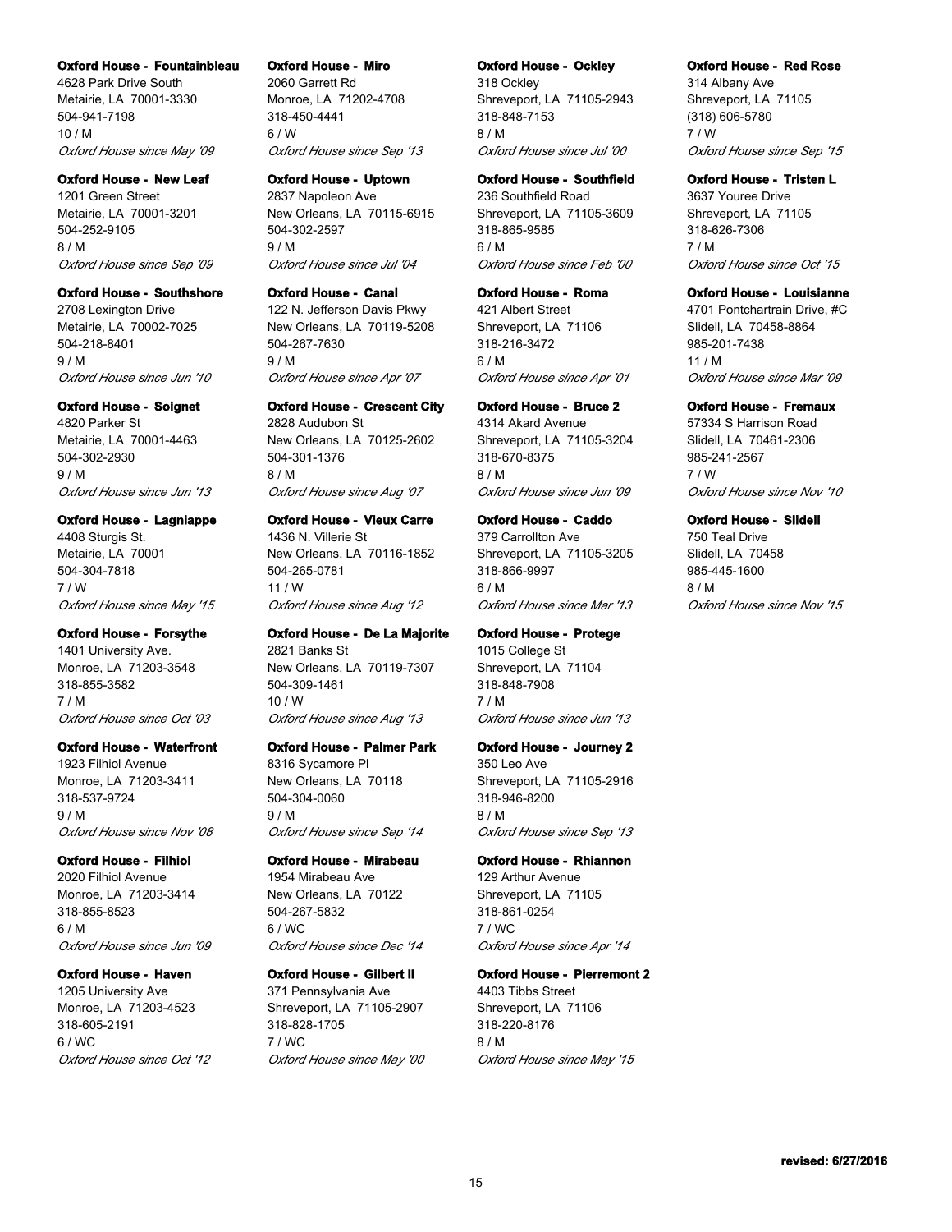**Oxford House - Fountainbleau**
4628 Park Drive South
Metairie, LA 70001-3330
504-941-7198
10 / M
*Oxford House since May '09*

**Oxford House - New Leaf**
1201 Green Street
Metairie, LA 70001-3201
504-252-9105
8 / M
*Oxford House since Sep '09*

**Oxford House - Southshore**
2708 Lexington Drive
Metairie, LA 70002-7025
504-218-8401
9 / M
*Oxford House since Jun '10*

**Oxford House - Soignet**
4820 Parker St
Metairie, LA 70001-4463
504-302-2930
9 / M
*Oxford House since Jun '13*

**Oxford House - Lagniappe**
4408 Sturgis St.
Metairie, LA 70001
504-304-7818
7 / W
*Oxford House since May '15*

**Oxford House - Forsythe**
1401 University Ave.
Monroe, LA 71203-3548
318-855-3582
7 / M
*Oxford House since Oct '03*

**Oxford House - Waterfront**
1923 Filhiol Avenue
Monroe, LA 71203-3411
318-537-9724
9 / M
*Oxford House since Nov '08*

**Oxford House - Filhiol**
2020 Filhiol Avenue
Monroe, LA 71203-3414
318-855-8523
6 / M
*Oxford House since Jun '09*

**Oxford House - Haven**
1205 University Ave
Monroe, LA 71203-4523
318-605-2191
6 / WC
*Oxford House since Oct '12*

**Oxford House - Miro**
2060 Garrett Rd
Monroe, LA 71202-4708
318-450-4441
6 / W
*Oxford House since Sep '13*

**Oxford House - Uptown**
2837 Napoleon Ave
New Orleans, LA 70115-6915
504-302-2597
9 / M
*Oxford House since Jul '04*

**Oxford House - Canal**
122 N. Jefferson Davis Pkwy
New Orleans, LA 70119-5208
504-267-7630
9 / M
*Oxford House since Apr '07*

**Oxford House - Crescent City**
2828 Audubon St
New Orleans, LA 70125-2602
504-301-1376
8 / M
*Oxford House since Aug '07*

**Oxford House - Vieux Carre**
1436 N. Villerie St
New Orleans, LA 70116-1852
504-265-0781
11 / W
*Oxford House since Aug '12*

**Oxford House - De La Majorite**
2821 Banks St
New Orleans, LA 70119-7307
504-309-1461
10 / W
*Oxford House since Aug '13*

**Oxford House - Palmer Park**
8316 Sycamore Pl
New Orleans, LA 70118
504-304-0060
9 / M
*Oxford House since Sep '14*

**Oxford House - Mirabeau**
1954 Mirabeau Ave
New Orleans, LA 70122
504-267-5832
6 / WC
*Oxford House since Dec '14*

**Oxford House - Gilbert II**
371 Pennsylvania Ave
Shreveport, LA 71105-2907
318-828-1705
7 / WC
*Oxford House since May '00*

**Oxford House - Ockley**
318 Ockley
Shreveport, LA 71105-2943
318-848-7153
8 / M
*Oxford House since Jul '00*

**Oxford House - Southfield**
236 Southfield Road
Shreveport, LA 71105-3609
318-865-9585
6 / M
*Oxford House since Feb '00*

**Oxford House - Roma**
421 Albert Street
Shreveport, LA 71106
318-216-3472
6 / M
*Oxford House since Apr '01*

**Oxford House - Bruce 2**
4314 Akard Avenue
Shreveport, LA 71105-3204
318-670-8375
8 / M
*Oxford House since Jun '09*

**Oxford House - Caddo**
379 Carrollton Ave
Shreveport, LA 71105-3205
318-866-9997
6 / M
*Oxford House since Mar '13*

**Oxford House - Protege**
1015 College St
Shreveport, LA 71104
318-848-7908
7 / M
*Oxford House since Jun '13*

**Oxford House - Journey 2**
350 Leo Ave
Shreveport, LA 71105-2916
318-946-8200
8 / M
*Oxford House since Sep '13*

**Oxford House - Rhiannon**
129 Arthur Avenue
Shreveport, LA 71105
318-861-0254
7 / WC
*Oxford House since Apr '14*

**Oxford House - Pierremont 2**
4403 Tibbs Street
Shreveport, LA 71106
318-220-8176
8 / M
*Oxford House since May '15*

**Oxford House - Red Rose**
314 Albany Ave
Shreveport, LA 71105
(318) 606-5780
7 / W
*Oxford House since Sep '15*

**Oxford House - Tristen L**
3637 Youree Drive
Shreveport, LA 71105
318-626-7306
7 / M
*Oxford House since Oct '15*

**Oxford House - Louisianne**
4701 Pontchartrain Drive, #C
Slidell, LA 70458-8864
985-201-7438
11 / M
*Oxford House since Mar '09*

**Oxford House - Fremaux**
57334 S Harrison Road
Slidell, LA 70461-2306
985-241-2567
7 / W
*Oxford House since Nov '10*

**Oxford House - Slidell**
750 Teal Drive
Slidell, LA 70458
985-445-1600
8 / M
*Oxford House since Nov '15*

**revised: 6/27/2016**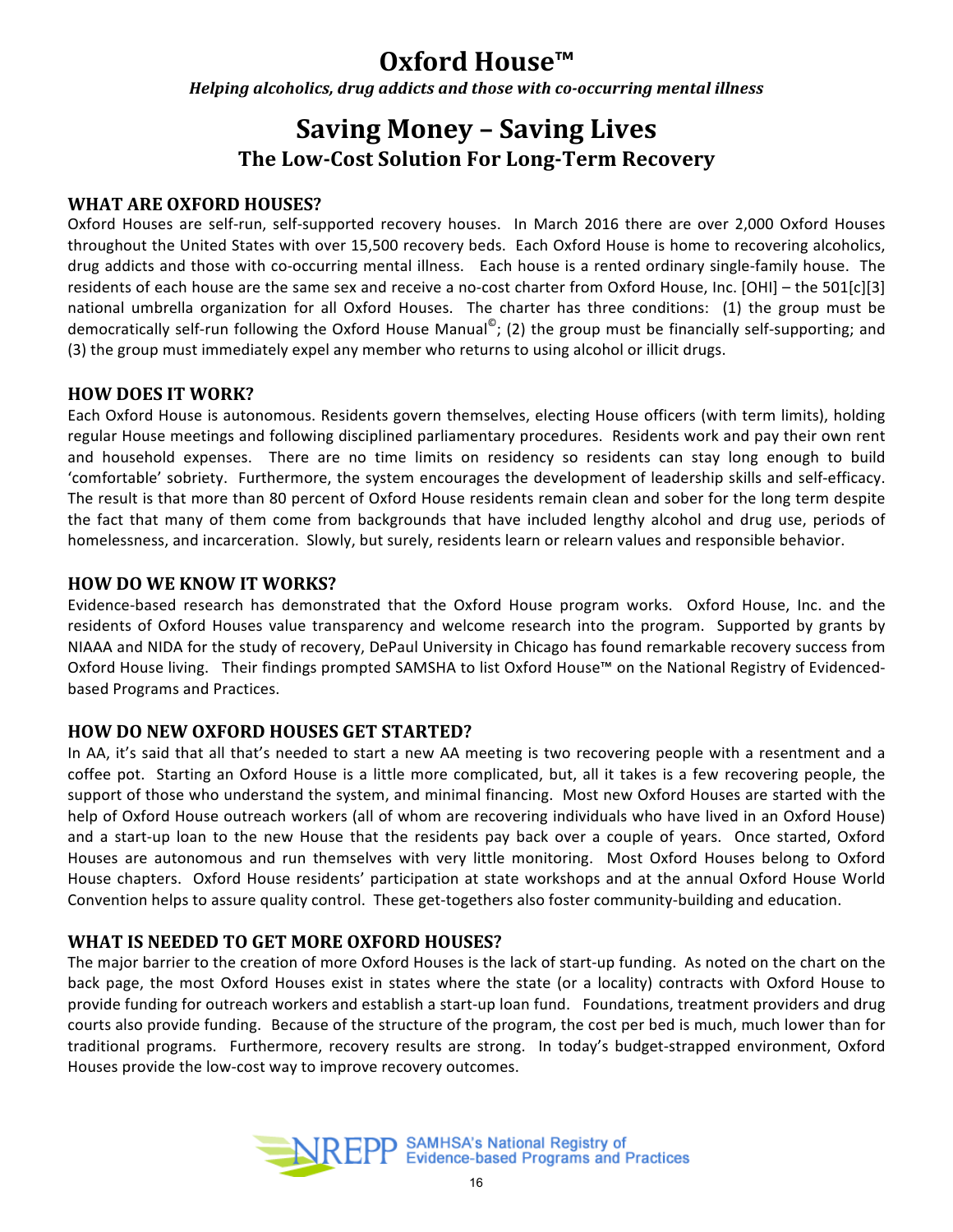# Oxford House™

***Helping alcoholics, drug addicts and those with co-occurring mental illness***

## Saving Money – Saving Lives

### The Low-Cost Solution For Long-Term Recovery

#### WHAT ARE OXFORD HOUSES?

Oxford Houses are self-run, self-supported recovery houses. In March 2016 there are over 2,000 Oxford Houses throughout the United States with over 15,500 recovery beds. Each Oxford House is home to recovering alcoholics, drug addicts and those with co-occurring mental illness. Each house is a rented ordinary single-family house. The residents of each house are the same sex and receive a no-cost charter from Oxford House, Inc. [OHI] – the 501[c][3] national umbrella organization for all Oxford Houses. The charter has three conditions: (1) the group must be democratically self-run following the Oxford House Manual©; (2) the group must be financially self-supporting; and (3) the group must immediately expel any member who returns to using alcohol or illicit drugs.

#### HOW DOES IT WORK?

Each Oxford House is autonomous. Residents govern themselves, electing House officers (with term limits), holding regular House meetings and following disciplined parliamentary procedures. Residents work and pay their own rent and household expenses. There are no time limits on residency so residents can stay long enough to build 'comfortable' sobriety. Furthermore, the system encourages the development of leadership skills and self-efficacy. The result is that more than 80 percent of Oxford House residents remain clean and sober for the long term despite the fact that many of them come from backgrounds that have included lengthy alcohol and drug use, periods of homelessness, and incarceration. Slowly, but surely, residents learn or relearn values and responsible behavior.

#### HOW DO WE KNOW IT WORKS?

Evidence-based research has demonstrated that the Oxford House program works. Oxford House, Inc. and the residents of Oxford Houses value transparency and welcome research into the program. Supported by grants by NIAAA and NIDA for the study of recovery, DePaul University in Chicago has found remarkable recovery success from Oxford House living. Their findings prompted SAMSHA to list Oxford House™ on the National Registry of Evidenced-based Programs and Practices.

#### HOW DO NEW OXFORD HOUSES GET STARTED?

In AA, it's said that all that's needed to start a new AA meeting is two recovering people with a resentment and a coffee pot. Starting an Oxford House is a little more complicated, but, all it takes is a few recovering people, the support of those who understand the system, and minimal financing. Most new Oxford Houses are started with the help of Oxford House outreach workers (all of whom are recovering individuals who have lived in an Oxford House) and a start-up loan to the new House that the residents pay back over a couple of years. Once started, Oxford Houses are autonomous and run themselves with very little monitoring. Most Oxford Houses belong to Oxford House chapters. Oxford House residents' participation at state workshops and at the annual Oxford House World Convention helps to assure quality control. These get-togethers also foster community-building and education.

#### WHAT IS NEEDED TO GET MORE OXFORD HOUSES?

The major barrier to the creation of more Oxford Houses is the lack of start-up funding. As noted on the chart on the back page, the most Oxford Houses exist in states where the state (or a locality) contracts with Oxford House to provide funding for outreach workers and establish a start-up loan fund. Foundations, treatment providers and drug courts also provide funding. Because of the structure of the program, the cost per bed is much, much lower than for traditional programs. Furthermore, recovery results are strong. In today's budget-strapped environment, Oxford Houses provide the low-cost way to improve recovery outcomes.

NREPP SAMHSA's National Registry of Evidence-based Programs and Practices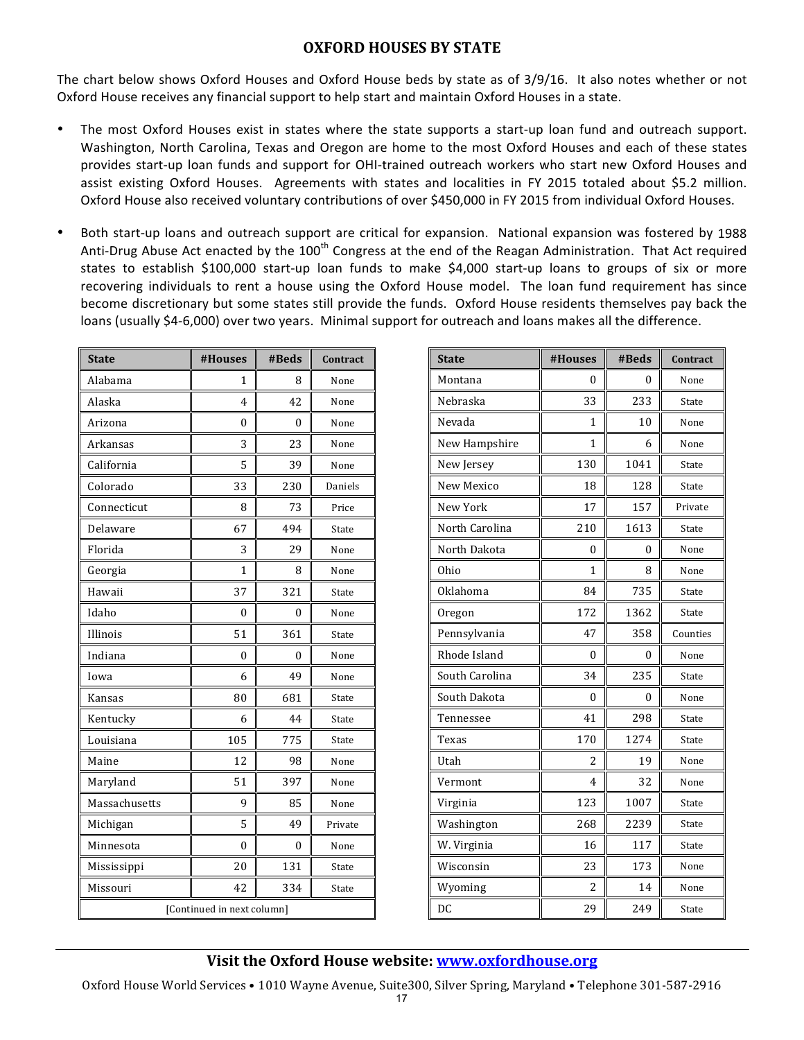# OXFORD HOUSES BY STATE

The chart below shows Oxford Houses and Oxford House beds by state as of 3/9/16. It also notes whether or not Oxford House receives any financial support to help start and maintain Oxford Houses in a state.

- The most Oxford Houses exist in states where the state supports a start-up loan fund and outreach support. Washington, North Carolina, Texas and Oregon are home to the most Oxford Houses and each of these states provides start-up loan funds and support for OHI-trained outreach workers who start new Oxford Houses and assist existing Oxford Houses. Agreements with states and localities in FY 2015 totaled about \$5.2 million. Oxford House also received voluntary contributions of over \$450,000 in FY 2015 from individual Oxford Houses.
- Both start-up loans and outreach support are critical for expansion. National expansion was fostered by 1988 Anti-Drug Abuse Act enacted by the 100th Congress at the end of the Reagan Administration. That Act required states to establish \$100,000 start-up loan funds to make \$4,000 start-up loans to groups of six or more recovering individuals to rent a house using the Oxford House model. The loan fund requirement has since become discretionary but some states still provide the funds. Oxford House residents themselves pay back the loans (usually \$4-6,000) over two years. Minimal support for outreach and loans makes all the difference.

| State | #Houses | #Beds | Contract |
|---|---|---|---|
| Alabama | 1 | 8 | None |
| Alaska | 4 | 42 | None |
| Arizona | 0 | 0 | None |
| Arkansas | 3 | 23 | None |
| California | 5 | 39 | None |
| Colorado | 33 | 230 | Daniels |
| Connecticut | 8 | 73 | Price |
| Delaware | 67 | 494 | State |
| Florida | 3 | 29 | None |
| Georgia | 1 | 8 | None |
| Hawaii | 37 | 321 | State |
| Idaho | 0 | 0 | None |
| Illinois | 51 | 361 | State |
| Indiana | 0 | 0 | None |
| Iowa | 6 | 49 | None |
| Kansas | 80 | 681 | State |
| Kentucky | 6 | 44 | State |
| Louisiana | 105 | 775 | State |
| Maine | 12 | 98 | None |
| Maryland | 51 | 397 | None |
| Massachusetts | 9 | 85 | None |
| Michigan | 5 | 49 | Private |
| Minnesota | 0 | 0 | None |
| Mississippi | 20 | 131 | State |
| Missouri | 42 | 334 | State |
| [Continued in next column] | | | |

| State | #Houses | #Beds | Contract |
|---|---|---|---|
| Montana | 0 | 0 | None |
| Nebraska | 33 | 233 | State |
| Nevada | 1 | 10 | None |
| New Hampshire | 1 | 6 | None |
| New Jersey | 130 | 1041 | State |
| New Mexico | 18 | 128 | State |
| New York | 17 | 157 | Private |
| North Carolina | 210 | 1613 | State |
| North Dakota | 0 | 0 | None |
| Ohio | 1 | 8 | None |
| Oklahoma | 84 | 735 | State |
| Oregon | 172 | 1362 | State |
| Pennsylvania | 47 | 358 | Counties |
| Rhode Island | 0 | 0 | None |
| South Carolina | 34 | 235 | State |
| South Dakota | 0 | 0 | None |
| Tennessee | 41 | 298 | State |
| Texas | 170 | 1274 | State |
| Utah | 2 | 19 | None |
| Vermont | 4 | 32 | None |
| Virginia | 123 | 1007 | State |
| Washington | 268 | 2239 | State |
| W. Virginia | 16 | 117 | State |
| Wisconsin | 23 | 173 | None |
| Wyoming | 2 | 14 | None |
| DC | 29 | 249 | State |

**Visit the Oxford House website: [www.oxfordhouse.org](http://www.oxfordhouse.org)**

Oxford House World Services • 1010 Wayne Avenue, Suite300, Silver Spring, Maryland • Telephone 301-587-2916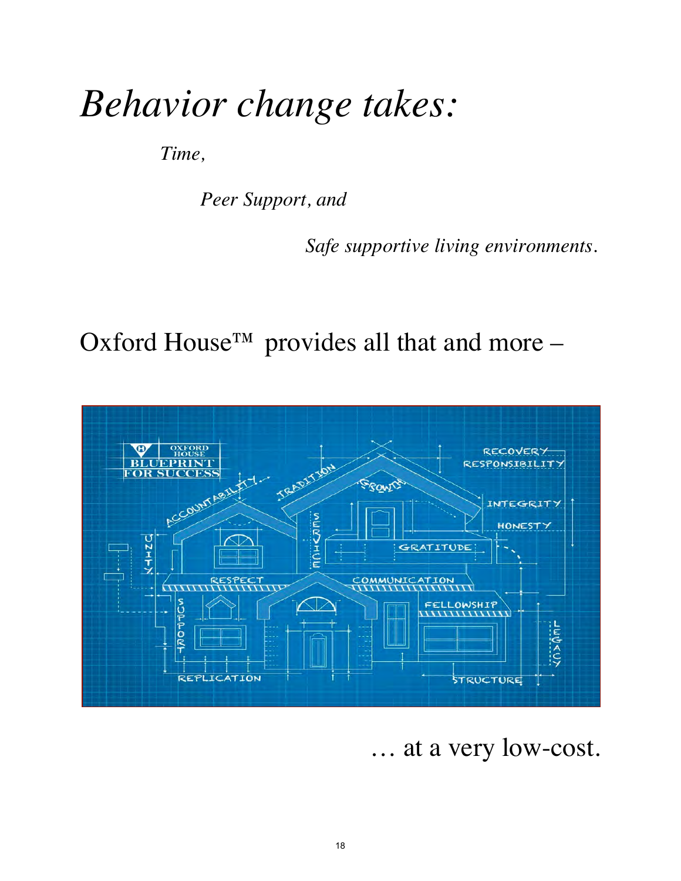# *Behavior change takes:*

*Time,*

*Peer Support, and*

*Safe supportive living environments.*

Oxford House™ provides all that and more –

… at a very low-cost.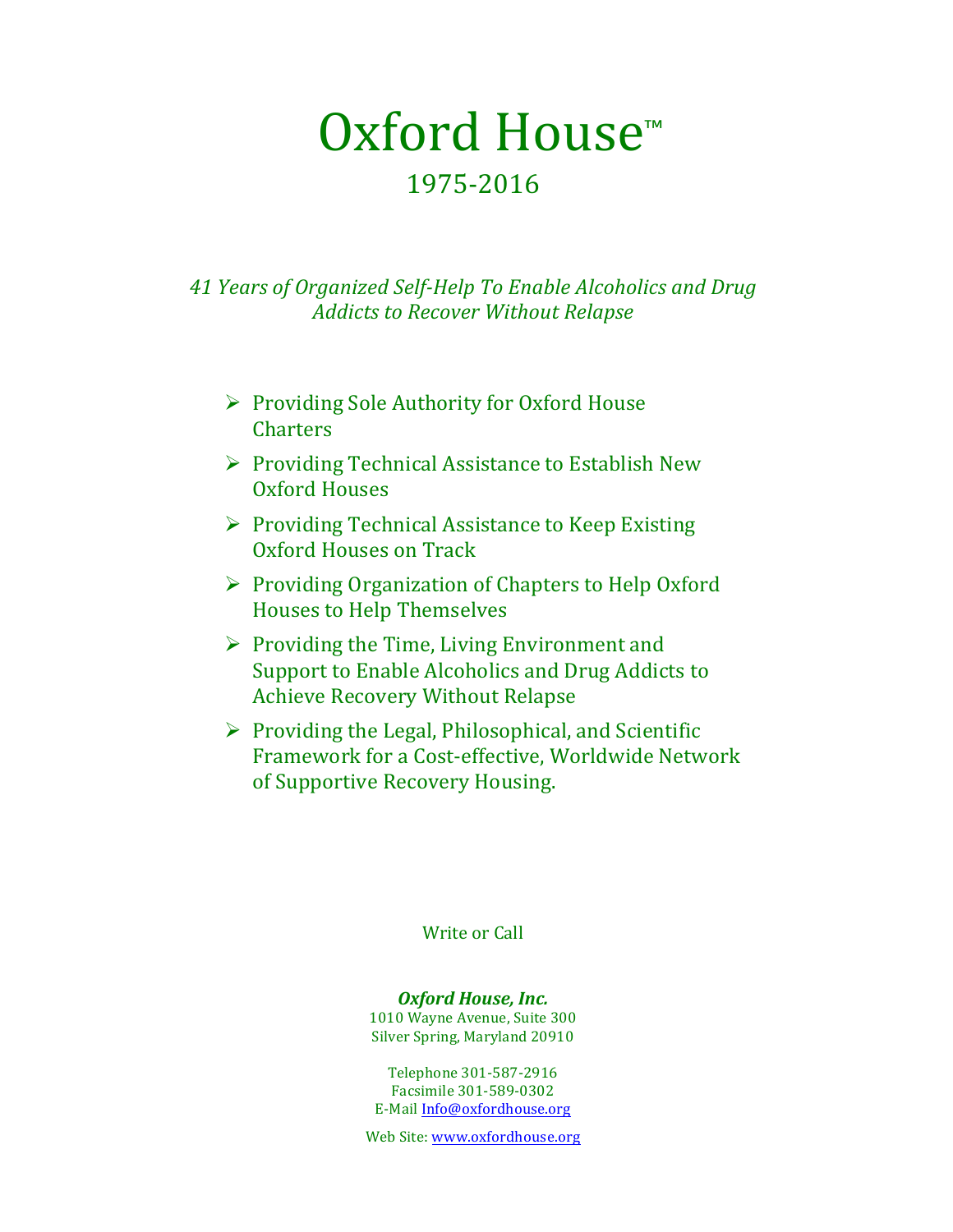# Oxford House™

## 1975-2016

*41 Years of Organized Self-Help To Enable Alcoholics and Drug Addicts to Recover Without Relapse*

- Providing Sole Authority for Oxford House Charters
- Providing Technical Assistance to Establish New Oxford Houses
- Providing Technical Assistance to Keep Existing Oxford Houses on Track
- Providing Organization of Chapters to Help Oxford Houses to Help Themselves
- Providing the Time, Living Environment and Support to Enable Alcoholics and Drug Addicts to Achieve Recovery Without Relapse
- Providing the Legal, Philosophical, and Scientific Framework for a Cost-effective, Worldwide Network of Supportive Recovery Housing.

Write or Call

***Oxford House, Inc.***
1010 Wayne Avenue, Suite 300
Silver Spring, Maryland 20910

Telephone 301-587-2916
Facsimile 301-589-0302
E-Mail Info@oxfordhouse.org

Web Site: www.oxfordhouse.org